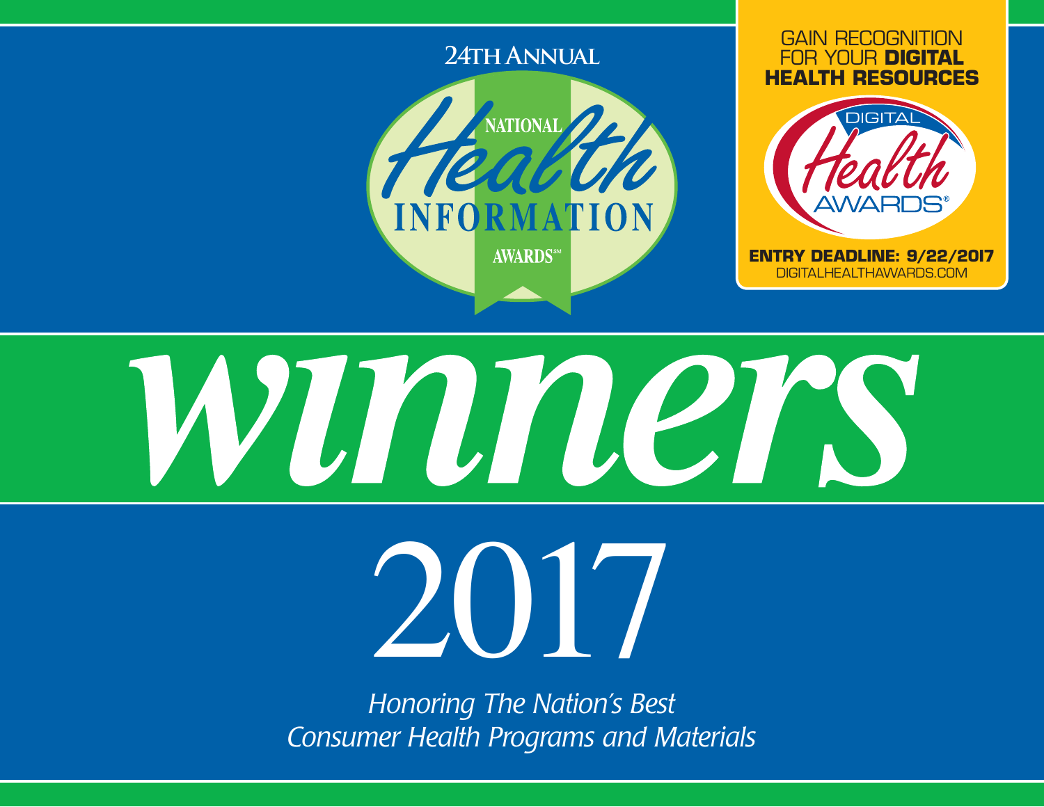24TH ANNUAL

# NATIONAL Health INFORMATION AWARDS℠

GAIN RECOGNITION FOR YOUR **DIGITAL HEALTH RESOURCES**

DIGITAL Health AWARDS®

**ENTRY DEADLINE: 9/22/2017**
DIGITALHEALTHAWARDS.COM

# *winners*

# 2017

*Honoring The Nation's Best Consumer Health Programs and Materials*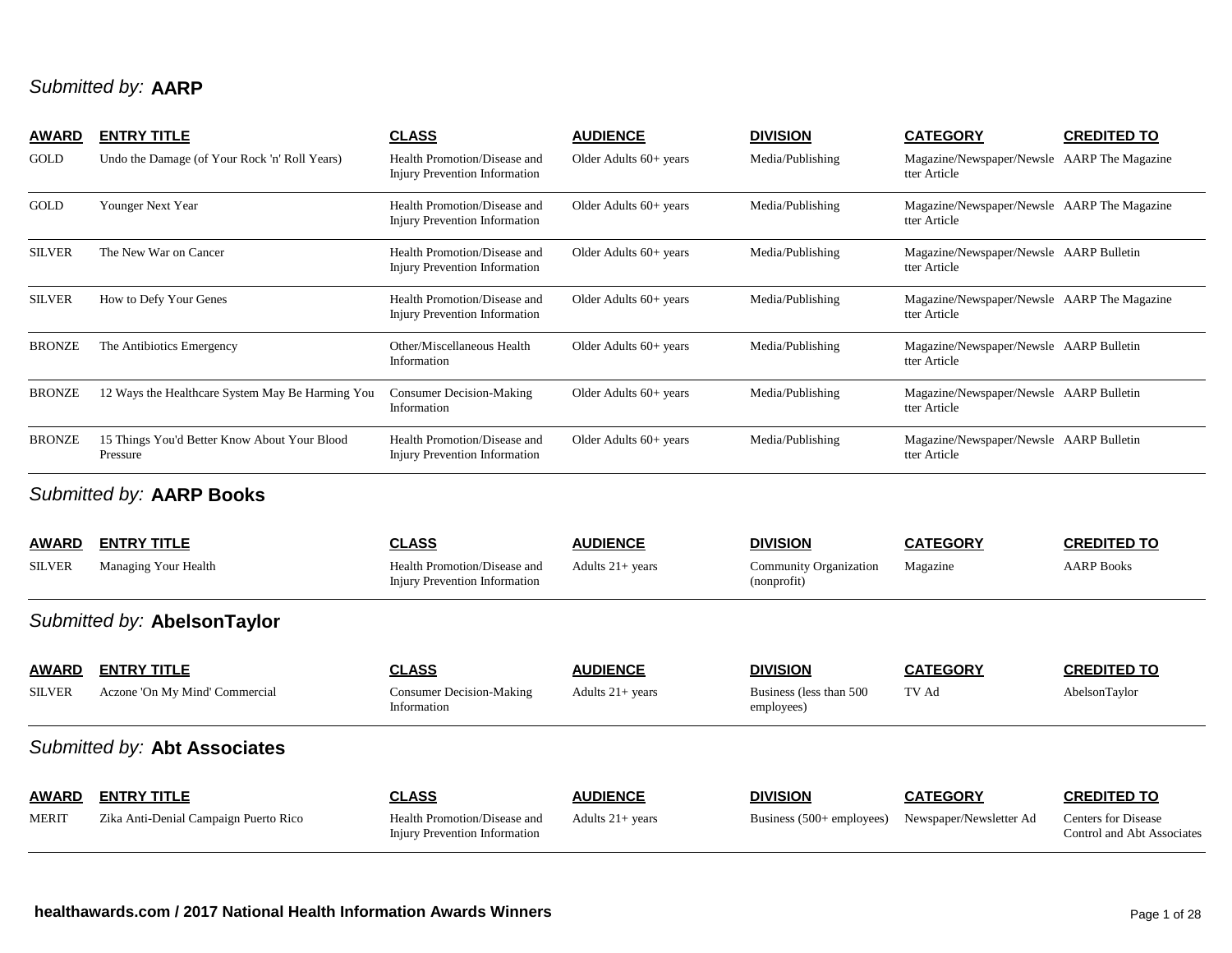## *Submitted by:* **AARP**

| AWARD | ENTRY TITLE | CLASS | AUDIENCE | DIVISION | CATEGORY | CREDITED TO |
|---|---|---|---|---|---|---|
| GOLD | Undo the Damage (of Your Rock 'n' Roll Years) | Health Promotion/Disease and Injury Prevention Information | Older Adults 60+ years | Media/Publishing | Magazine/Newspaper/Newsletter Article | AARP The Magazine |
| GOLD | Younger Next Year | Health Promotion/Disease and Injury Prevention Information | Older Adults 60+ years | Media/Publishing | Magazine/Newspaper/Newsletter Article | AARP The Magazine |
| SILVER | The New War on Cancer | Health Promotion/Disease and Injury Prevention Information | Older Adults 60+ years | Media/Publishing | Magazine/Newspaper/Newsletter Article | AARP Bulletin |
| SILVER | How to Defy Your Genes | Health Promotion/Disease and Injury Prevention Information | Older Adults 60+ years | Media/Publishing | Magazine/Newspaper/Newsletter Article | AARP The Magazine |
| BRONZE | The Antibiotics Emergency | Other/Miscellaneous Health Information | Older Adults 60+ years | Media/Publishing | Magazine/Newspaper/Newsletter Article | AARP Bulletin |
| BRONZE | 12 Ways the Healthcare System May Be Harming You | Consumer Decision-Making Information | Older Adults 60+ years | Media/Publishing | Magazine/Newspaper/Newsletter Article | AARP Bulletin |
| BRONZE | 15 Things You'd Better Know About Your Blood Pressure | Health Promotion/Disease and Injury Prevention Information | Older Adults 60+ years | Media/Publishing | Magazine/Newspaper/Newsletter Article | AARP Bulletin |

## *Submitted by:* **AARP Books**

| AWARD | ENTRY TITLE | CLASS | AUDIENCE | DIVISION | CATEGORY | CREDITED TO |
|---|---|---|---|---|---|---|
| SILVER | Managing Your Health | Health Promotion/Disease and Injury Prevention Information | Adults 21+ years | Community Organization (nonprofit) | Magazine | AARP Books |

## *Submitted by:* **AbelsonTaylor**

| AWARD | ENTRY TITLE | CLASS | AUDIENCE | DIVISION | CATEGORY | CREDITED TO |
|---|---|---|---|---|---|---|
| SILVER | Aczone 'On My Mind' Commercial | Consumer Decision-Making Information | Adults 21+ years | Business (less than 500 employees) | TV Ad | AbelsonTaylor |

## *Submitted by:* **Abt Associates**

| AWARD | ENTRY TITLE | CLASS | AUDIENCE | DIVISION | CATEGORY | CREDITED TO |
|---|---|---|---|---|---|---|
| MERIT | Zika Anti-Denial Campaign Puerto Rico | Health Promotion/Disease and Injury Prevention Information | Adults 21+ years | Business (500+ employees) | Newspaper/Newsletter Ad | Centers for Disease Control and Abt Associates |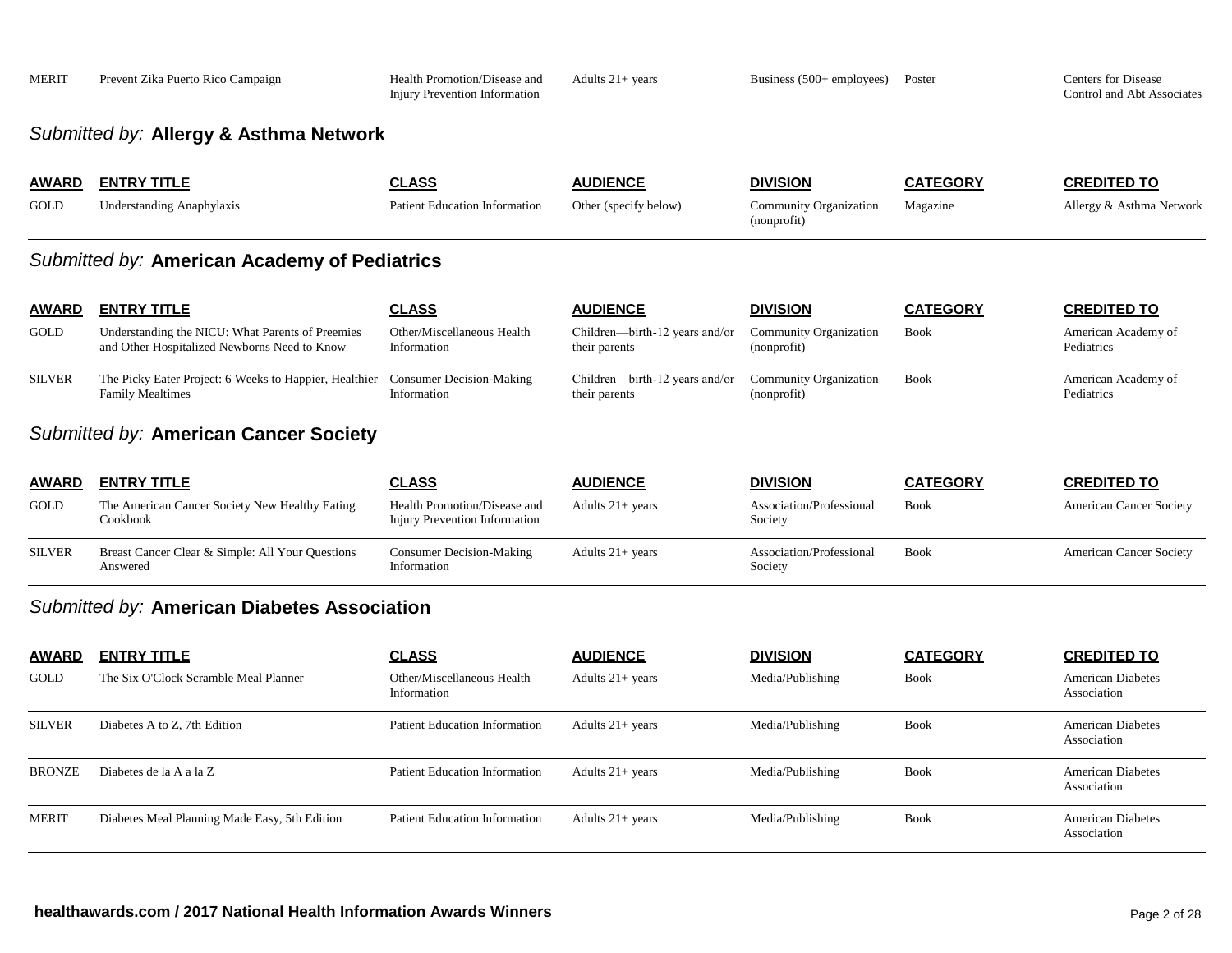| AWARD | ENTRY TITLE | CLASS | AUDIENCE | DIVISION | CATEGORY | CREDITED TO |
|---|---|---|---|---|---|---|
| MERIT | Prevent Zika Puerto Rico Campaign | Health Promotion/Disease and Injury Prevention Information | Adults 21+ years | Business (500+ employees) | Poster | Centers for Disease Control and Abt Associates |

## *Submitted by:* **Allergy & Asthma Network**

| AWARD | ENTRY TITLE | CLASS | AUDIENCE | DIVISION | CATEGORY | CREDITED TO |
|---|---|---|---|---|---|---|
| GOLD | Understanding Anaphylaxis | Patient Education Information | Other (specify below) | Community Organization (nonprofit) | Magazine | Allergy & Asthma Network |

## *Submitted by:* **American Academy of Pediatrics**

| AWARD | ENTRY TITLE | CLASS | AUDIENCE | DIVISION | CATEGORY | CREDITED TO |
|---|---|---|---|---|---|---|
| GOLD | Understanding the NICU: What Parents of Preemies and Other Hospitalized Newborns Need to Know | Other/Miscellaneous Health Information | Children—birth-12 years and/or their parents | Community Organization (nonprofit) | Book | American Academy of Pediatrics |
| SILVER | The Picky Eater Project: 6 Weeks to Happier, Healthier Family Mealtimes | Consumer Decision-Making Information | Children—birth-12 years and/or their parents | Community Organization (nonprofit) | Book | American Academy of Pediatrics |

## *Submitted by:* **American Cancer Society**

| AWARD | ENTRY TITLE | CLASS | AUDIENCE | DIVISION | CATEGORY | CREDITED TO |
|---|---|---|---|---|---|---|
| GOLD | The American Cancer Society New Healthy Eating Cookbook | Health Promotion/Disease and Injury Prevention Information | Adults 21+ years | Association/Professional Society | Book | American Cancer Society |
| SILVER | Breast Cancer Clear & Simple: All Your Questions Answered | Consumer Decision-Making Information | Adults 21+ years | Association/Professional Society | Book | American Cancer Society |

## *Submitted by:* **American Diabetes Association**

| AWARD | ENTRY TITLE | CLASS | AUDIENCE | DIVISION | CATEGORY | CREDITED TO |
|---|---|---|---|---|---|---|
| GOLD | The Six O'Clock Scramble Meal Planner | Other/Miscellaneous Health Information | Adults 21+ years | Media/Publishing | Book | American Diabetes Association |
| SILVER | Diabetes A to Z, 7th Edition | Patient Education Information | Adults 21+ years | Media/Publishing | Book | American Diabetes Association |
| BRONZE | Diabetes de la A a la Z | Patient Education Information | Adults 21+ years | Media/Publishing | Book | American Diabetes Association |
| MERIT | Diabetes Meal Planning Made Easy, 5th Edition | Patient Education Information | Adults 21+ years | Media/Publishing | Book | American Diabetes Association |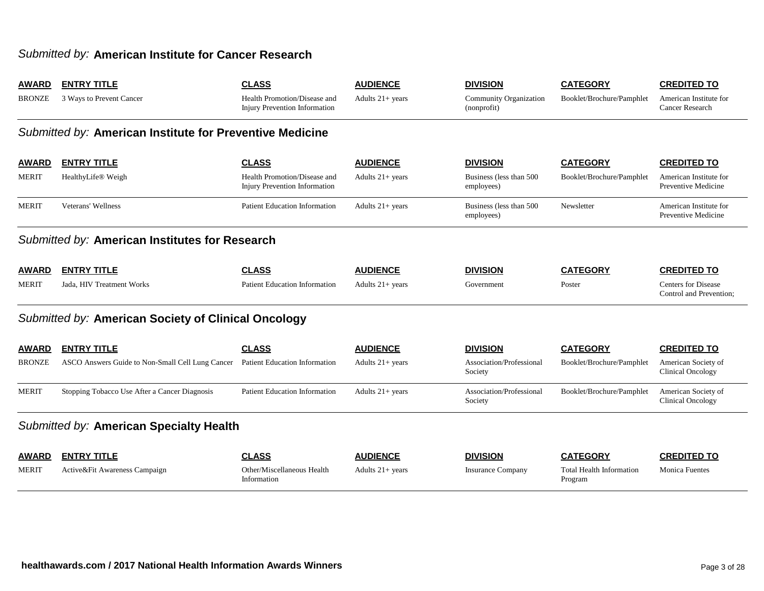## *Submitted by:* American Institute for Cancer Research

| AWARD | ENTRY TITLE | CLASS | AUDIENCE | DIVISION | CATEGORY | CREDITED TO |
| --- | --- | --- | --- | --- | --- | --- |
| BRONZE | 3 Ways to Prevent Cancer | Health Promotion/Disease and Injury Prevention Information | Adults 21+ years | Community Organization (nonprofit) | Booklet/Brochure/Pamphlet | American Institute for Cancer Research |

## *Submitted by:* American Institute for Preventive Medicine

| AWARD | ENTRY TITLE | CLASS | AUDIENCE | DIVISION | CATEGORY | CREDITED TO |
| --- | --- | --- | --- | --- | --- | --- |
| MERIT | HealthyLife® Weigh | Health Promotion/Disease and Injury Prevention Information | Adults 21+ years | Business (less than 500 employees) | Booklet/Brochure/Pamphlet | American Institute for Preventive Medicine |
| MERIT | Veterans' Wellness | Patient Education Information | Adults 21+ years | Business (less than 500 employees) | Newsletter | American Institute for Preventive Medicine |

## *Submitted by:* American Institutes for Research

| AWARD | ENTRY TITLE | CLASS | AUDIENCE | DIVISION | CATEGORY | CREDITED TO |
| --- | --- | --- | --- | --- | --- | --- |
| MERIT | Jada, HIV Treatment Works | Patient Education Information | Adults 21+ years | Government | Poster | Centers for Disease Control and Prevention; |

## *Submitted by:* American Society of Clinical Oncology

| AWARD | ENTRY TITLE | CLASS | AUDIENCE | DIVISION | CATEGORY | CREDITED TO |
| --- | --- | --- | --- | --- | --- | --- |
| BRONZE | ASCO Answers Guide to Non-Small Cell Lung Cancer | Patient Education Information | Adults 21+ years | Association/Professional Society | Booklet/Brochure/Pamphlet | American Society of Clinical Oncology |
| MERIT | Stopping Tobacco Use After a Cancer Diagnosis | Patient Education Information | Adults 21+ years | Association/Professional Society | Booklet/Brochure/Pamphlet | American Society of Clinical Oncology |

## *Submitted by:* American Specialty Health

| AWARD | ENTRY TITLE | CLASS | AUDIENCE | DIVISION | CATEGORY | CREDITED TO |
| --- | --- | --- | --- | --- | --- | --- |
| MERIT | Active&Fit Awareness Campaign | Other/Miscellaneous Health Information | Adults 21+ years | Insurance Company | Total Health Information Program | Monica Fuentes |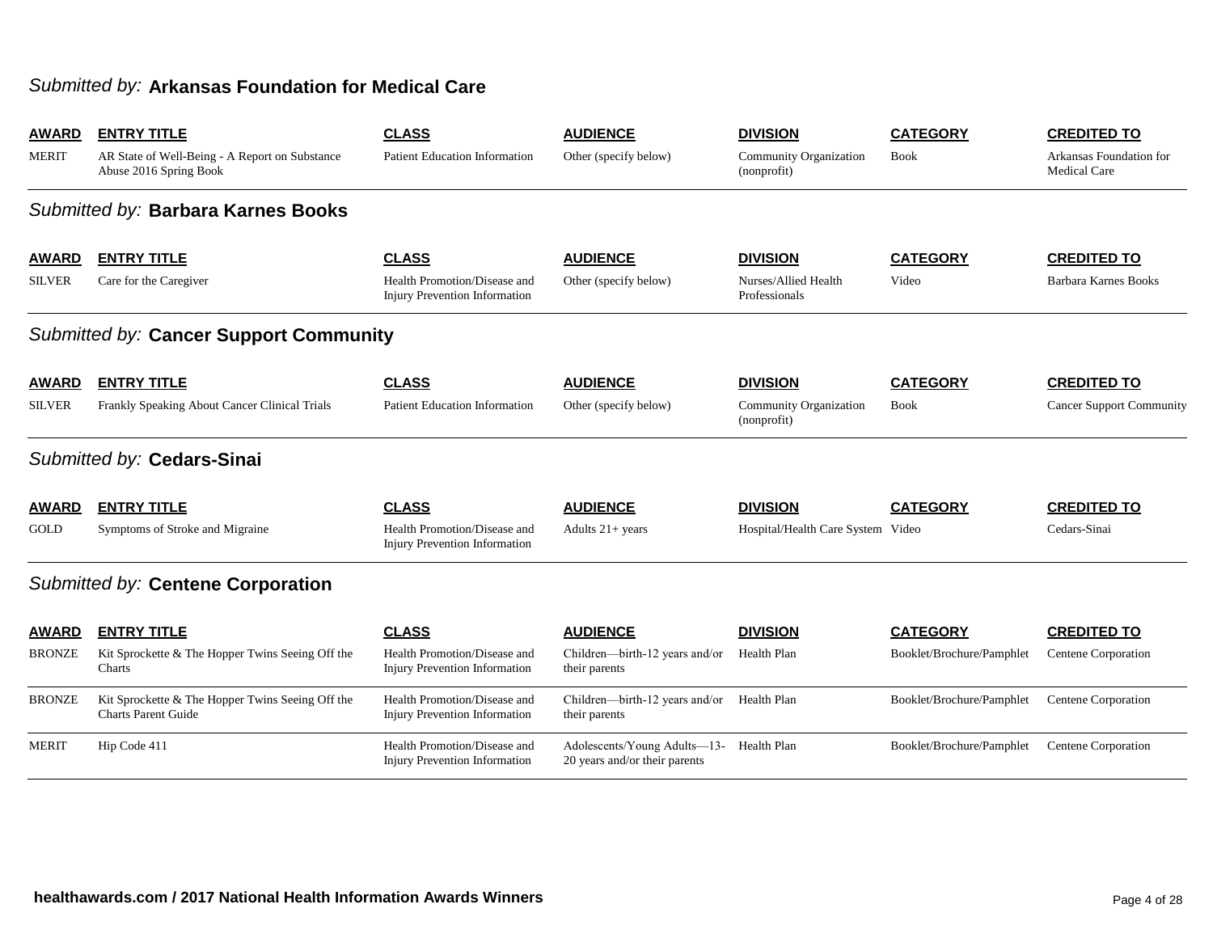## *Submitted by:* **Arkansas Foundation for Medical Care**

| AWARD | ENTRY TITLE | CLASS | AUDIENCE | DIVISION | CATEGORY | CREDITED TO |
|---|---|---|---|---|---|---|
| MERIT | AR State of Well-Being - A Report on Substance Abuse 2016 Spring Book | Patient Education Information | Other (specify below) | Community Organization (nonprofit) | Book | Arkansas Foundation for Medical Care |

## *Submitted by:* **Barbara Karnes Books**

| AWARD | ENTRY TITLE | CLASS | AUDIENCE | DIVISION | CATEGORY | CREDITED TO |
|---|---|---|---|---|---|---|
| SILVER | Care for the Caregiver | Health Promotion/Disease and Injury Prevention Information | Other (specify below) | Nurses/Allied Health Professionals | Video | Barbara Karnes Books |

## *Submitted by:* **Cancer Support Community**

| AWARD | ENTRY TITLE | CLASS | AUDIENCE | DIVISION | CATEGORY | CREDITED TO |
|---|---|---|---|---|---|---|
| SILVER | Frankly Speaking About Cancer Clinical Trials | Patient Education Information | Other (specify below) | Community Organization (nonprofit) | Book | Cancer Support Community |

## *Submitted by:* **Cedars-Sinai**

| AWARD | ENTRY TITLE | CLASS | AUDIENCE | DIVISION | CATEGORY | CREDITED TO |
|---|---|---|---|---|---|---|
| GOLD | Symptoms of Stroke and Migraine | Health Promotion/Disease and Injury Prevention Information | Adults 21+ years | Hospital/Health Care System | Video | Cedars-Sinai |

## *Submitted by:* **Centene Corporation**

| AWARD | ENTRY TITLE | CLASS | AUDIENCE | DIVISION | CATEGORY | CREDITED TO |
|---|---|---|---|---|---|---|
| BRONZE | Kit Sprockette & The Hopper Twins Seeing Off the Charts | Health Promotion/Disease and Injury Prevention Information | Children—birth-12 years and/or their parents | Health Plan | Booklet/Brochure/Pamphlet | Centene Corporation |
| BRONZE | Kit Sprockette & The Hopper Twins Seeing Off the Charts Parent Guide | Health Promotion/Disease and Injury Prevention Information | Children—birth-12 years and/or their parents | Health Plan | Booklet/Brochure/Pamphlet | Centene Corporation |
| MERIT | Hip Code 411 | Health Promotion/Disease and Injury Prevention Information | Adolescents/Young Adults—13-20 years and/or their parents | Health Plan | Booklet/Brochure/Pamphlet | Centene Corporation |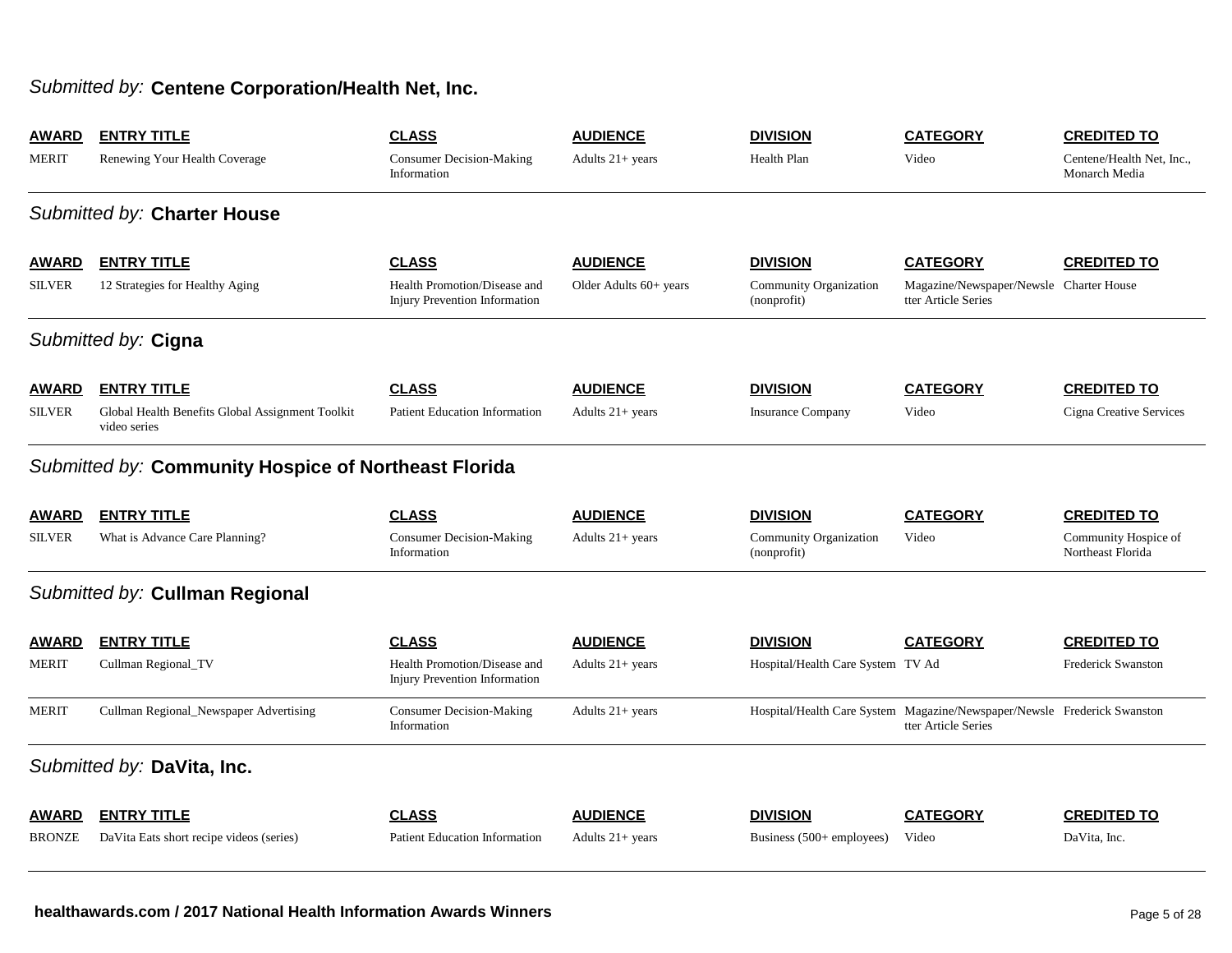## *Submitted by:* **Centene Corporation/Health Net, Inc.**

| AWARD | ENTRY TITLE | CLASS | AUDIENCE | DIVISION | CATEGORY | CREDITED TO |
|---|---|---|---|---|---|---|
| MERIT | Renewing Your Health Coverage | Consumer Decision-Making Information | Adults 21+ years | Health Plan | Video | Centene/Health Net, Inc., Monarch Media |

## *Submitted by:* **Charter House**

| AWARD | ENTRY TITLE | CLASS | AUDIENCE | DIVISION | CATEGORY | CREDITED TO |
|---|---|---|---|---|---|---|
| SILVER | 12 Strategies for Healthy Aging | Health Promotion/Disease and Injury Prevention Information | Older Adults 60+ years | Community Organization (nonprofit) | Magazine/Newspaper/Newsletter Article Series | Charter House |

## *Submitted by:* **Cigna**

| AWARD | ENTRY TITLE | CLASS | AUDIENCE | DIVISION | CATEGORY | CREDITED TO |
|---|---|---|---|---|---|---|
| SILVER | Global Health Benefits Global Assignment Toolkit video series | Patient Education Information | Adults 21+ years | Insurance Company | Video | Cigna Creative Services |

## *Submitted by:* **Community Hospice of Northeast Florida**

| AWARD | ENTRY TITLE | CLASS | AUDIENCE | DIVISION | CATEGORY | CREDITED TO |
|---|---|---|---|---|---|---|
| SILVER | What is Advance Care Planning? | Consumer Decision-Making Information | Adults 21+ years | Community Organization (nonprofit) | Video | Community Hospice of Northeast Florida |

## *Submitted by:* **Cullman Regional**

| AWARD | ENTRY TITLE | CLASS | AUDIENCE | DIVISION | CATEGORY | CREDITED TO |
|---|---|---|---|---|---|---|
| MERIT | Cullman Regional_TV | Health Promotion/Disease and Injury Prevention Information | Adults 21+ years | Hospital/Health Care System | TV Ad | Frederick Swanston |
| MERIT | Cullman Regional_Newspaper Advertising | Consumer Decision-Making Information | Adults 21+ years | Hospital/Health Care System | Magazine/Newspaper/Newsletter Article Series | Frederick Swanston |

## *Submitted by:* **DaVita, Inc.**

| AWARD | ENTRY TITLE | CLASS | AUDIENCE | DIVISION | CATEGORY | CREDITED TO |
|---|---|---|---|---|---|---|
| BRONZE | DaVita Eats short recipe videos (series) | Patient Education Information | Adults 21+ years | Business (500+ employees) | Video | DaVita, Inc. |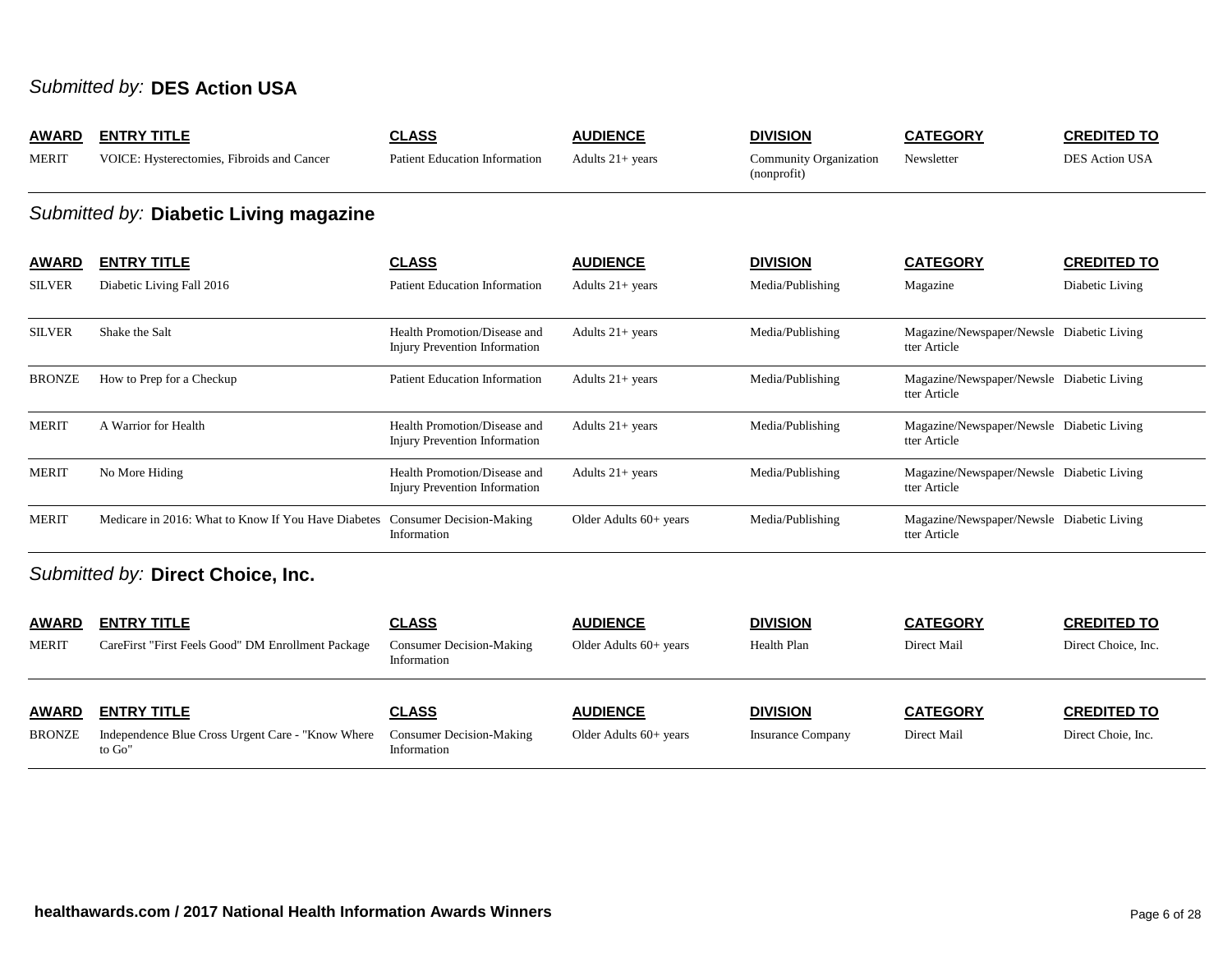## *Submitted by:* **DES Action USA**

| AWARD | ENTRY TITLE | CLASS | AUDIENCE | DIVISION | CATEGORY | CREDITED TO |
|---|---|---|---|---|---|---|
| MERIT | VOICE: Hysterectomies, Fibroids and Cancer | Patient Education Information | Adults 21+ years | Community Organization (nonprofit) | Newsletter | DES Action USA |

## *Submitted by:* **Diabetic Living magazine**

| AWARD | ENTRY TITLE | CLASS | AUDIENCE | DIVISION | CATEGORY | CREDITED TO |
|---|---|---|---|---|---|---|
| SILVER | Diabetic Living Fall 2016 | Patient Education Information | Adults 21+ years | Media/Publishing | Magazine | Diabetic Living |
| SILVER | Shake the Salt | Health Promotion/Disease and Injury Prevention Information | Adults 21+ years | Media/Publishing | Magazine/Newspaper/Newsletter Article | Diabetic Living |
| BRONZE | How to Prep for a Checkup | Patient Education Information | Adults 21+ years | Media/Publishing | Magazine/Newspaper/Newsletter Article | Diabetic Living |
| MERIT | A Warrior for Health | Health Promotion/Disease and Injury Prevention Information | Adults 21+ years | Media/Publishing | Magazine/Newspaper/Newsletter Article | Diabetic Living |
| MERIT | No More Hiding | Health Promotion/Disease and Injury Prevention Information | Adults 21+ years | Media/Publishing | Magazine/Newspaper/Newsletter Article | Diabetic Living |
| MERIT | Medicare in 2016: What to Know If You Have Diabetes | Consumer Decision-Making Information | Older Adults 60+ years | Media/Publishing | Magazine/Newspaper/Newsletter Article | Diabetic Living |

## *Submitted by:* **Direct Choice, Inc.**

| AWARD | ENTRY TITLE | CLASS | AUDIENCE | DIVISION | CATEGORY | CREDITED TO |
|---|---|---|---|---|---|---|
| MERIT | CareFirst "First Feels Good" DM Enrollment Package | Consumer Decision-Making Information | Older Adults 60+ years | Health Plan | Direct Mail | Direct Choice, Inc. |

| AWARD | ENTRY TITLE | CLASS | AUDIENCE | DIVISION | CATEGORY | CREDITED TO |
|---|---|---|---|---|---|---|
| BRONZE | Independence Blue Cross Urgent Care - "Know Where to Go" | Consumer Decision-Making Information | Older Adults 60+ years | Insurance Company | Direct Mail | Direct Choie, Inc. |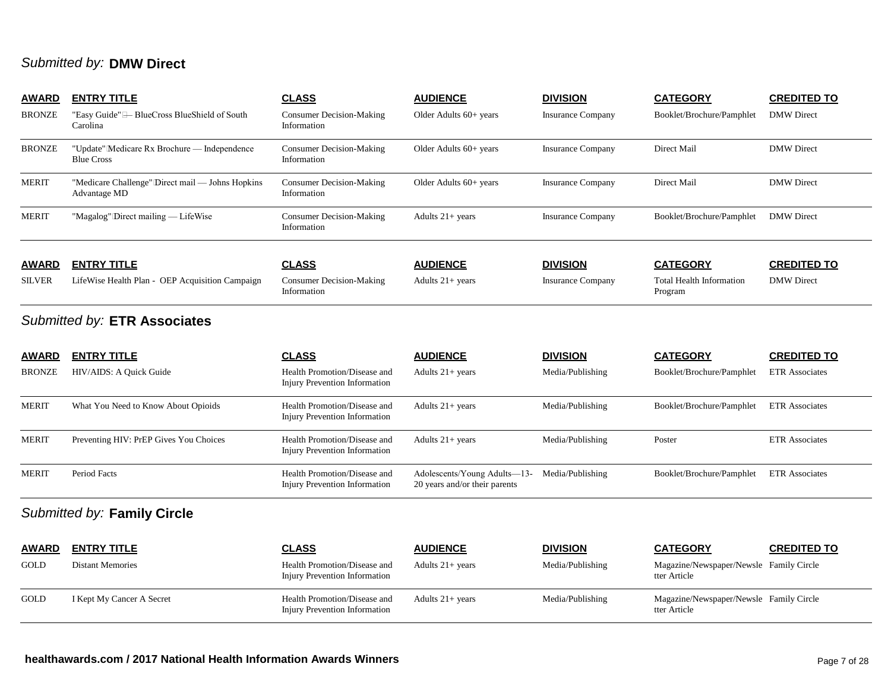## *Submitted by:* **DMW Direct**

| AWARD | ENTRY TITLE | CLASS | AUDIENCE | DIVISION | CATEGORY | CREDITED TO |
|---|---|---|---|---|---|---|
| BRONZE | "Easy Guide" — BlueCross BlueShield of South Carolina | Consumer Decision-Making Information | Older Adults 60+ years | Insurance Company | Booklet/Brochure/Pamphlet | DMW Direct |
| BRONZE | "Update" Medicare Rx Brochure — Independence Blue Cross | Consumer Decision-Making Information | Older Adults 60+ years | Insurance Company | Direct Mail | DMW Direct |
| MERIT | "Medicare Challenge" Direct mail — Johns Hopkins Advantage MD | Consumer Decision-Making Information | Older Adults 60+ years | Insurance Company | Direct Mail | DMW Direct |
| MERIT | "Magalog" Direct mailing — LifeWise | Consumer Decision-Making Information | Adults 21+ years | Insurance Company | Booklet/Brochure/Pamphlet | DMW Direct |

| AWARD | ENTRY TITLE | CLASS | AUDIENCE | DIVISION | CATEGORY | CREDITED TO |
|---|---|---|---|---|---|---|
| SILVER | LifeWise Health Plan - OEP Acquisition Campaign | Consumer Decision-Making Information | Adults 21+ years | Insurance Company | Total Health Information Program | DMW Direct |

## *Submitted by:* **ETR Associates**

| AWARD | ENTRY TITLE | CLASS | AUDIENCE | DIVISION | CATEGORY | CREDITED TO |
|---|---|---|---|---|---|---|
| BRONZE | HIV/AIDS: A Quick Guide | Health Promotion/Disease and Injury Prevention Information | Adults 21+ years | Media/Publishing | Booklet/Brochure/Pamphlet | ETR Associates |
| MERIT | What You Need to Know About Opioids | Health Promotion/Disease and Injury Prevention Information | Adults 21+ years | Media/Publishing | Booklet/Brochure/Pamphlet | ETR Associates |
| MERIT | Preventing HIV: PrEP Gives You Choices | Health Promotion/Disease and Injury Prevention Information | Adults 21+ years | Media/Publishing | Poster | ETR Associates |
| MERIT | Period Facts | Health Promotion/Disease and Injury Prevention Information | Adolescents/Young Adults—13-20 years and/or their parents | Media/Publishing | Booklet/Brochure/Pamphlet | ETR Associates |

## *Submitted by:* **Family Circle**

| AWARD | ENTRY TITLE | CLASS | AUDIENCE | DIVISION | CATEGORY | CREDITED TO |
|---|---|---|---|---|---|---|
| GOLD | Distant Memories | Health Promotion/Disease and Injury Prevention Information | Adults 21+ years | Media/Publishing | Magazine/Newspaper/Newsletter Article | Family Circle |
| GOLD | I Kept My Cancer A Secret | Health Promotion/Disease and Injury Prevention Information | Adults 21+ years | Media/Publishing | Magazine/Newspaper/Newsletter Article | Family Circle |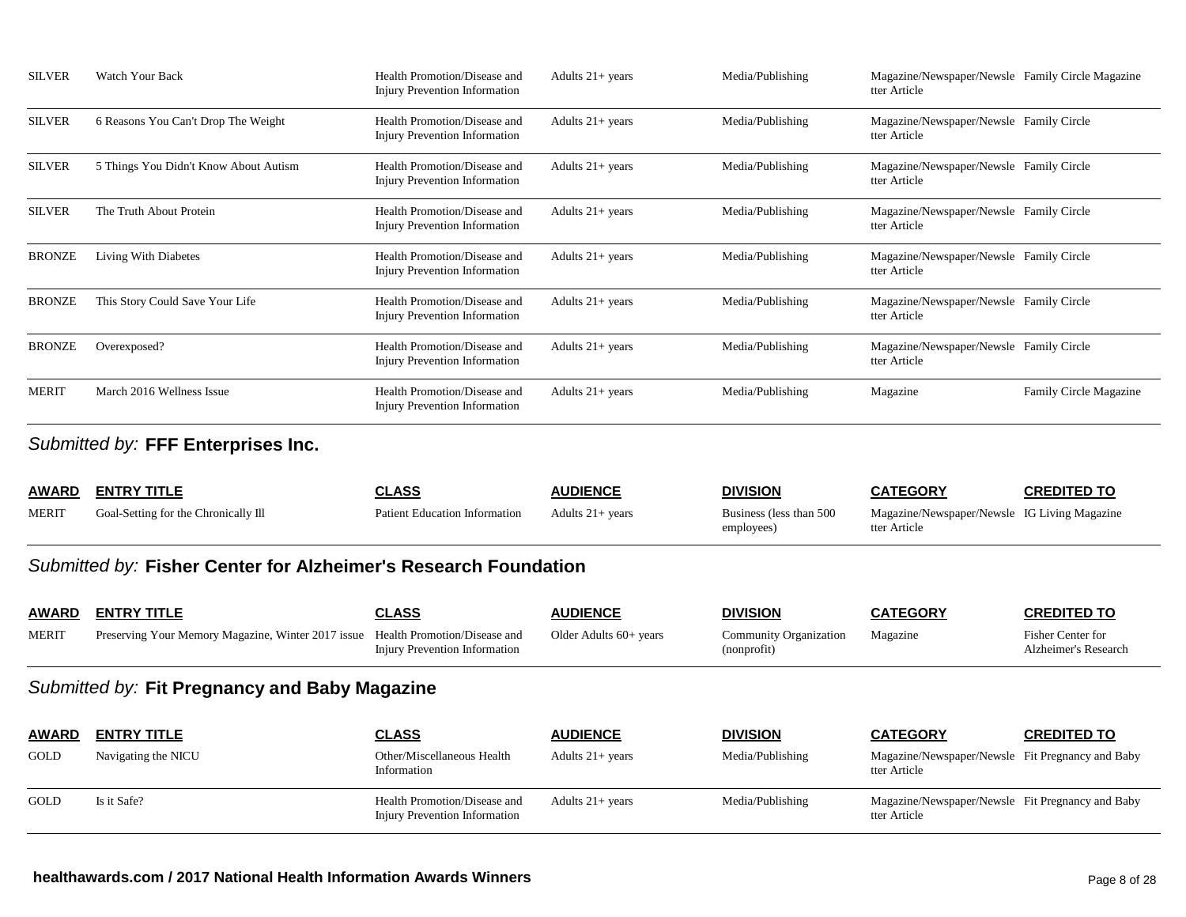| AWARD | ENTRY TITLE | CLASS | AUDIENCE | DIVISION | CATEGORY | CREDITED TO |
|---|---|---|---|---|---|---|
| SILVER | Watch Your Back | Health Promotion/Disease and Injury Prevention Information | Adults 21+ years | Media/Publishing | Magazine/Newspaper/Newsletter Article | Family Circle Magazine |
| SILVER | 6 Reasons You Can't Drop The Weight | Health Promotion/Disease and Injury Prevention Information | Adults 21+ years | Media/Publishing | Magazine/Newspaper/Newsletter Article | Family Circle |
| SILVER | 5 Things You Didn't Know About Autism | Health Promotion/Disease and Injury Prevention Information | Adults 21+ years | Media/Publishing | Magazine/Newspaper/Newsletter Article | Family Circle |
| SILVER | The Truth About Protein | Health Promotion/Disease and Injury Prevention Information | Adults 21+ years | Media/Publishing | Magazine/Newspaper/Newsletter Article | Family Circle |
| BRONZE | Living With Diabetes | Health Promotion/Disease and Injury Prevention Information | Adults 21+ years | Media/Publishing | Magazine/Newspaper/Newsletter Article | Family Circle |
| BRONZE | This Story Could Save Your Life | Health Promotion/Disease and Injury Prevention Information | Adults 21+ years | Media/Publishing | Magazine/Newspaper/Newsletter Article | Family Circle |
| BRONZE | Overexposed? | Health Promotion/Disease and Injury Prevention Information | Adults 21+ years | Media/Publishing | Magazine/Newspaper/Newsletter Article | Family Circle |
| MERIT | March 2016 Wellness Issue | Health Promotion/Disease and Injury Prevention Information | Adults 21+ years | Media/Publishing | Magazine | Family Circle Magazine |

## *Submitted by:* FFF Enterprises Inc.

| AWARD | ENTRY TITLE | CLASS | AUDIENCE | DIVISION | CATEGORY | CREDITED TO |
|---|---|---|---|---|---|---|
| MERIT | Goal-Setting for the Chronically Ill | Patient Education Information | Adults 21+ years | Business (less than 500 employees) | Magazine/Newspaper/Newsletter Article | IG Living Magazine |

## *Submitted by:* Fisher Center for Alzheimer's Research Foundation

| AWARD | ENTRY TITLE | CLASS | AUDIENCE | DIVISION | CATEGORY | CREDITED TO |
|---|---|---|---|---|---|---|
| MERIT | Preserving Your Memory Magazine, Winter 2017 issue | Health Promotion/Disease and Injury Prevention Information | Older Adults 60+ years | Community Organization (nonprofit) | Magazine | Fisher Center for Alzheimer's Research |

## *Submitted by:* Fit Pregnancy and Baby Magazine

| AWARD | ENTRY TITLE | CLASS | AUDIENCE | DIVISION | CATEGORY | CREDITED TO |
|---|---|---|---|---|---|---|
| GOLD | Navigating the NICU | Other/Miscellaneous Health Information | Adults 21+ years | Media/Publishing | Magazine/Newspaper/Newsletter Article | Fit Pregnancy and Baby |
| GOLD | Is it Safe? | Health Promotion/Disease and Injury Prevention Information | Adults 21+ years | Media/Publishing | Magazine/Newspaper/Newsletter Article | Fit Pregnancy and Baby |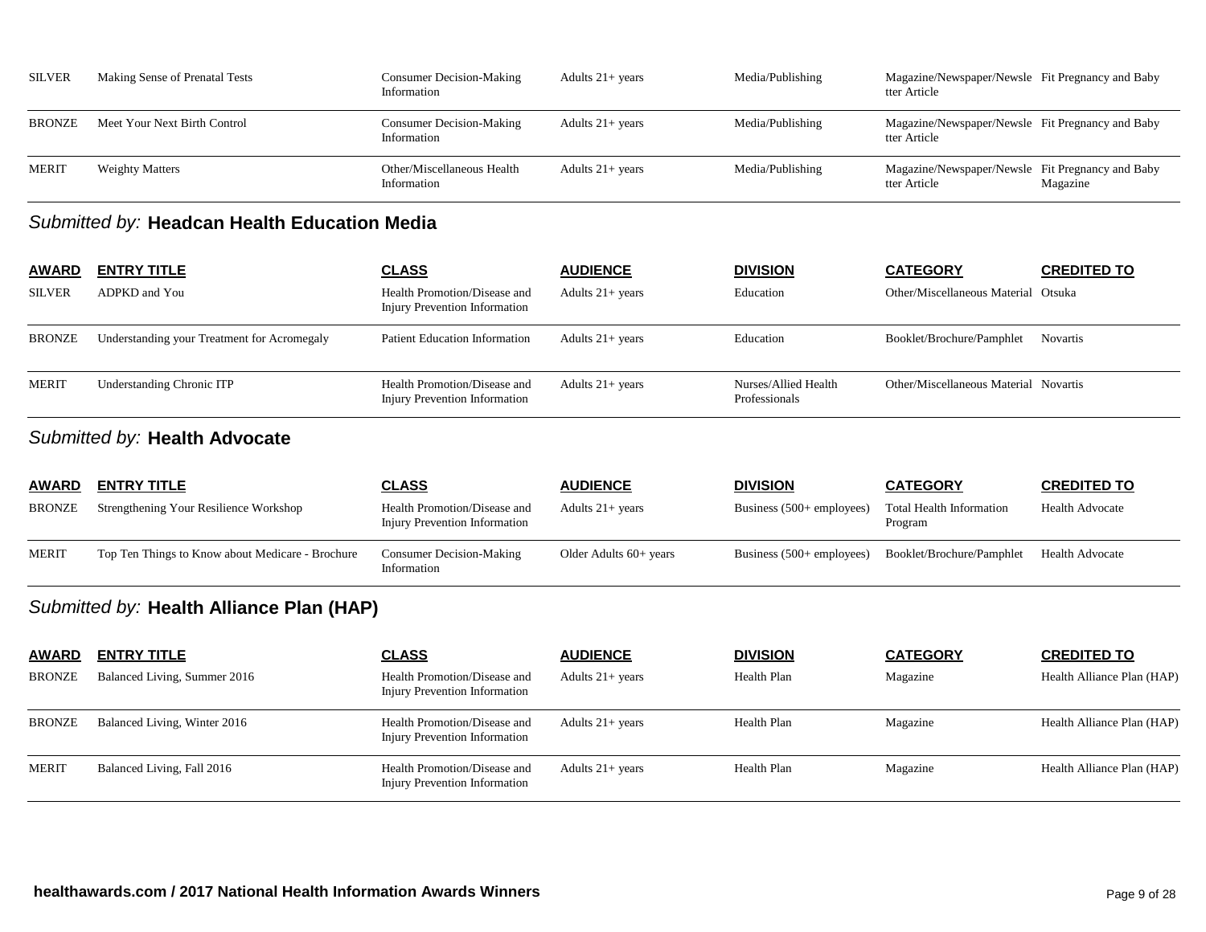| AWARD | ENTRY TITLE | CLASS | AUDIENCE | DIVISION | CATEGORY | CREDITED TO |
|---|---|---|---|---|---|---|
| SILVER | Making Sense of Prenatal Tests | Consumer Decision-Making Information | Adults 21+ years | Media/Publishing | Magazine/Newspaper/Newsletter Article | Fit Pregnancy and Baby |
| BRONZE | Meet Your Next Birth Control | Consumer Decision-Making Information | Adults 21+ years | Media/Publishing | Magazine/Newspaper/Newsletter Article | Fit Pregnancy and Baby |
| MERIT | Weighty Matters | Other/Miscellaneous Health Information | Adults 21+ years | Media/Publishing | Magazine/Newspaper/Newsletter Article | Fit Pregnancy and Baby Magazine |

## *Submitted by:* Headcan Health Education Media

| AWARD | ENTRY TITLE | CLASS | AUDIENCE | DIVISION | CATEGORY | CREDITED TO |
|---|---|---|---|---|---|---|
| SILVER | ADPKD and You | Health Promotion/Disease and Injury Prevention Information | Adults 21+ years | Education | Other/Miscellaneous Material | Otsuka |
| BRONZE | Understanding your Treatment for Acromegaly | Patient Education Information | Adults 21+ years | Education | Booklet/Brochure/Pamphlet | Novartis |
| MERIT | Understanding Chronic ITP | Health Promotion/Disease and Injury Prevention Information | Adults 21+ years | Nurses/Allied Health Professionals | Other/Miscellaneous Material | Novartis |

## *Submitted by:* Health Advocate

| AWARD | ENTRY TITLE | CLASS | AUDIENCE | DIVISION | CATEGORY | CREDITED TO |
|---|---|---|---|---|---|---|
| BRONZE | Strengthening Your Resilience Workshop | Health Promotion/Disease and Injury Prevention Information | Adults 21+ years | Business (500+ employees) | Total Health Information Program | Health Advocate |
| MERIT | Top Ten Things to Know about Medicare - Brochure | Consumer Decision-Making Information | Older Adults 60+ years | Business (500+ employees) | Booklet/Brochure/Pamphlet | Health Advocate |

## *Submitted by:* Health Alliance Plan (HAP)

| AWARD | ENTRY TITLE | CLASS | AUDIENCE | DIVISION | CATEGORY | CREDITED TO |
|---|---|---|---|---|---|---|
| BRONZE | Balanced Living, Summer 2016 | Health Promotion/Disease and Injury Prevention Information | Adults 21+ years | Health Plan | Magazine | Health Alliance Plan (HAP) |
| BRONZE | Balanced Living, Winter 2016 | Health Promotion/Disease and Injury Prevention Information | Adults 21+ years | Health Plan | Magazine | Health Alliance Plan (HAP) |
| MERIT | Balanced Living, Fall 2016 | Health Promotion/Disease and Injury Prevention Information | Adults 21+ years | Health Plan | Magazine | Health Alliance Plan (HAP) |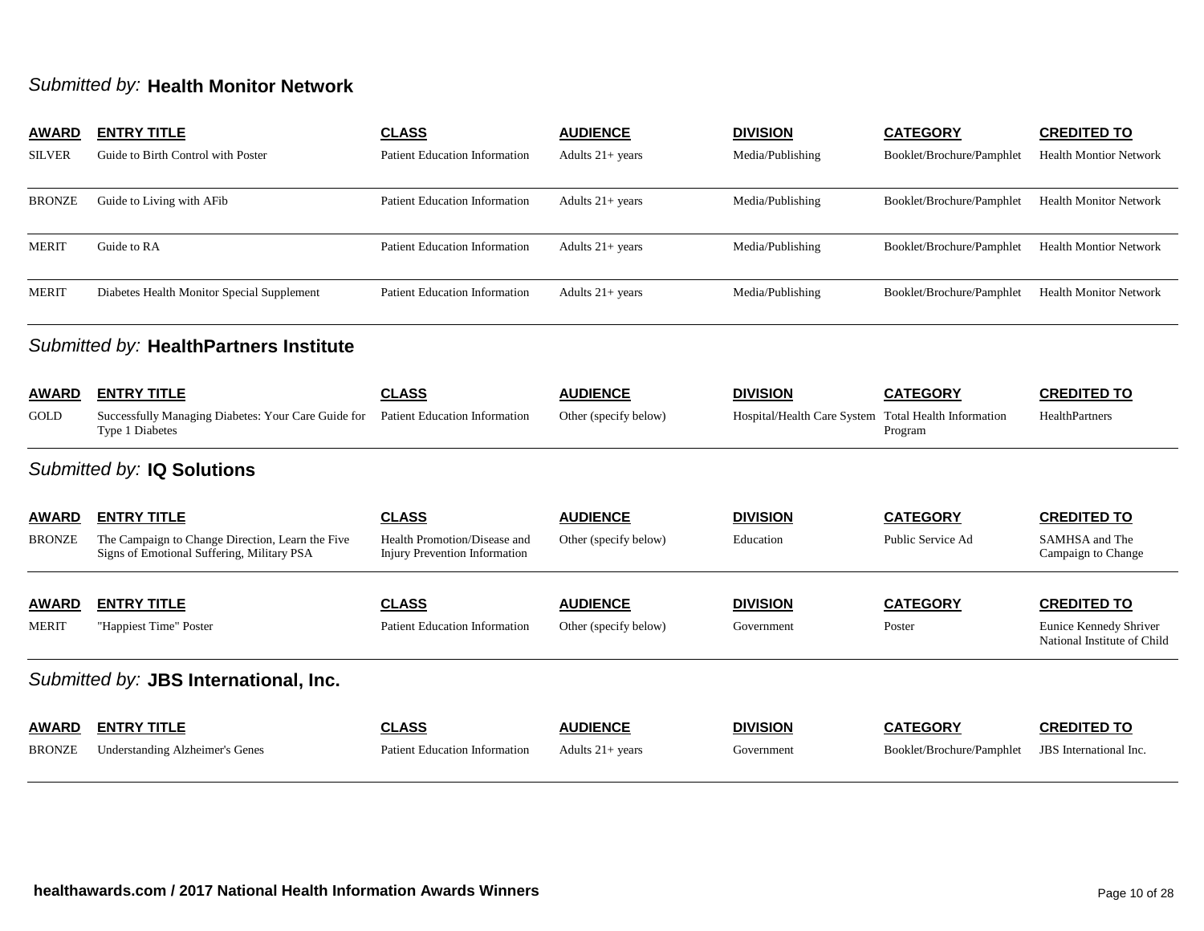## *Submitted by:* **Health Monitor Network**

| AWARD | ENTRY TITLE | CLASS | AUDIENCE | DIVISION | CATEGORY | CREDITED TO |
|---|---|---|---|---|---|---|
| SILVER | Guide to Birth Control with Poster | Patient Education Information | Adults 21+ years | Media/Publishing | Booklet/Brochure/Pamphlet | Health Montior Network |
| BRONZE | Guide to Living with AFib | Patient Education Information | Adults 21+ years | Media/Publishing | Booklet/Brochure/Pamphlet | Health Monitor Network |
| MERIT | Guide to RA | Patient Education Information | Adults 21+ years | Media/Publishing | Booklet/Brochure/Pamphlet | Health Montior Network |
| MERIT | Diabetes Health Monitor Special Supplement | Patient Education Information | Adults 21+ years | Media/Publishing | Booklet/Brochure/Pamphlet | Health Montior Network |

## *Submitted by:* **HealthPartners Institute**

| AWARD | ENTRY TITLE | CLASS | AUDIENCE | DIVISION | CATEGORY | CREDITED TO |
|---|---|---|---|---|---|---|
| GOLD | Successfully Managing Diabetes: Your Care Guide for Type 1 Diabetes | Patient Education Information | Other (specify below) | Hospital/Health Care System | Total Health Information Program | HealthPartners |

## *Submitted by:* **IQ Solutions**

| AWARD | ENTRY TITLE | CLASS | AUDIENCE | DIVISION | CATEGORY | CREDITED TO |
|---|---|---|---|---|---|---|
| BRONZE | The Campaign to Change Direction, Learn the Five Signs of Emotional Suffering, Military PSA | Health Promotion/Disease and Injury Prevention Information | Other (specify below) | Education | Public Service Ad | SAMHSA and The Campaign to Change |

| AWARD | ENTRY TITLE | CLASS | AUDIENCE | DIVISION | CATEGORY | CREDITED TO |
|---|---|---|---|---|---|---|
| MERIT | "Happiest Time" Poster | Patient Education Information | Other (specify below) | Government | Poster | Eunice Kennedy Shriver National Institute of Child |

## *Submitted by:* **JBS International, Inc.**

| AWARD | ENTRY TITLE | CLASS | AUDIENCE | DIVISION | CATEGORY | CREDITED TO |
|---|---|---|---|---|---|---|
| BRONZE | Understanding Alzheimer's Genes | Patient Education Information | Adults 21+ years | Government | Booklet/Brochure/Pamphlet | JBS International Inc. |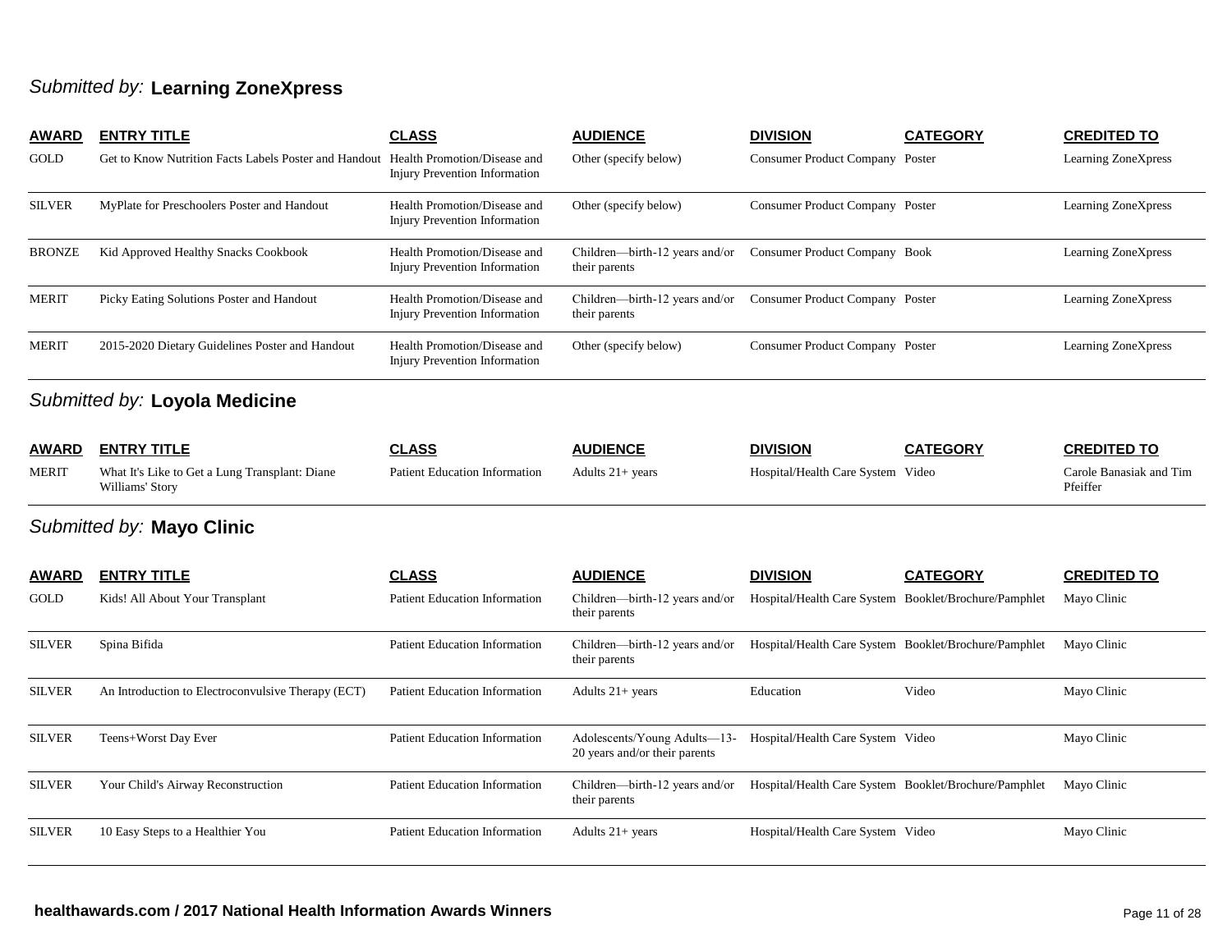## *Submitted by:* **Learning ZoneXpress**

| AWARD | ENTRY TITLE | CLASS | AUDIENCE | DIVISION | CATEGORY | CREDITED TO |
|---|---|---|---|---|---|---|
| GOLD | Get to Know Nutrition Facts Labels Poster and Handout | Health Promotion/Disease and Injury Prevention Information | Other (specify below) | Consumer Product Company | Poster | Learning ZoneXpress |
| SILVER | MyPlate for Preschoolers Poster and Handout | Health Promotion/Disease and Injury Prevention Information | Other (specify below) | Consumer Product Company | Poster | Learning ZoneXpress |
| BRONZE | Kid Approved Healthy Snacks Cookbook | Health Promotion/Disease and Injury Prevention Information | Children—birth-12 years and/or their parents | Consumer Product Company | Book | Learning ZoneXpress |
| MERIT | Picky Eating Solutions Poster and Handout | Health Promotion/Disease and Injury Prevention Information | Children—birth-12 years and/or their parents | Consumer Product Company | Poster | Learning ZoneXpress |
| MERIT | 2015-2020 Dietary Guidelines Poster and Handout | Health Promotion/Disease and Injury Prevention Information | Other (specify below) | Consumer Product Company | Poster | Learning ZoneXpress |

## *Submitted by:* **Loyola Medicine**

| AWARD | ENTRY TITLE | CLASS | AUDIENCE | DIVISION | CATEGORY | CREDITED TO |
|---|---|---|---|---|---|---|
| MERIT | What It's Like to Get a Lung Transplant: Diane Williams' Story | Patient Education Information | Adults 21+ years | Hospital/Health Care System | Video | Carole Banasiak and Tim Pfeiffer |

## *Submitted by:* **Mayo Clinic**

| AWARD | ENTRY TITLE | CLASS | AUDIENCE | DIVISION | CATEGORY | CREDITED TO |
|---|---|---|---|---|---|---|
| GOLD | Kids! All About Your Transplant | Patient Education Information | Children—birth-12 years and/or their parents | Hospital/Health Care System | Booklet/Brochure/Pamphlet | Mayo Clinic |
| SILVER | Spina Bifida | Patient Education Information | Children—birth-12 years and/or their parents | Hospital/Health Care System | Booklet/Brochure/Pamphlet | Mayo Clinic |
| SILVER | An Introduction to Electroconvulsive Therapy (ECT) | Patient Education Information | Adults 21+ years | Education | Video | Mayo Clinic |
| SILVER | Teens+Worst Day Ever | Patient Education Information | Adolescents/Young Adults—13-20 years and/or their parents | Hospital/Health Care System | Video | Mayo Clinic |
| SILVER | Your Child's Airway Reconstruction | Patient Education Information | Children—birth-12 years and/or their parents | Hospital/Health Care System | Booklet/Brochure/Pamphlet | Mayo Clinic |
| SILVER | 10 Easy Steps to a Healthier You | Patient Education Information | Adults 21+ years | Hospital/Health Care System | Video | Mayo Clinic |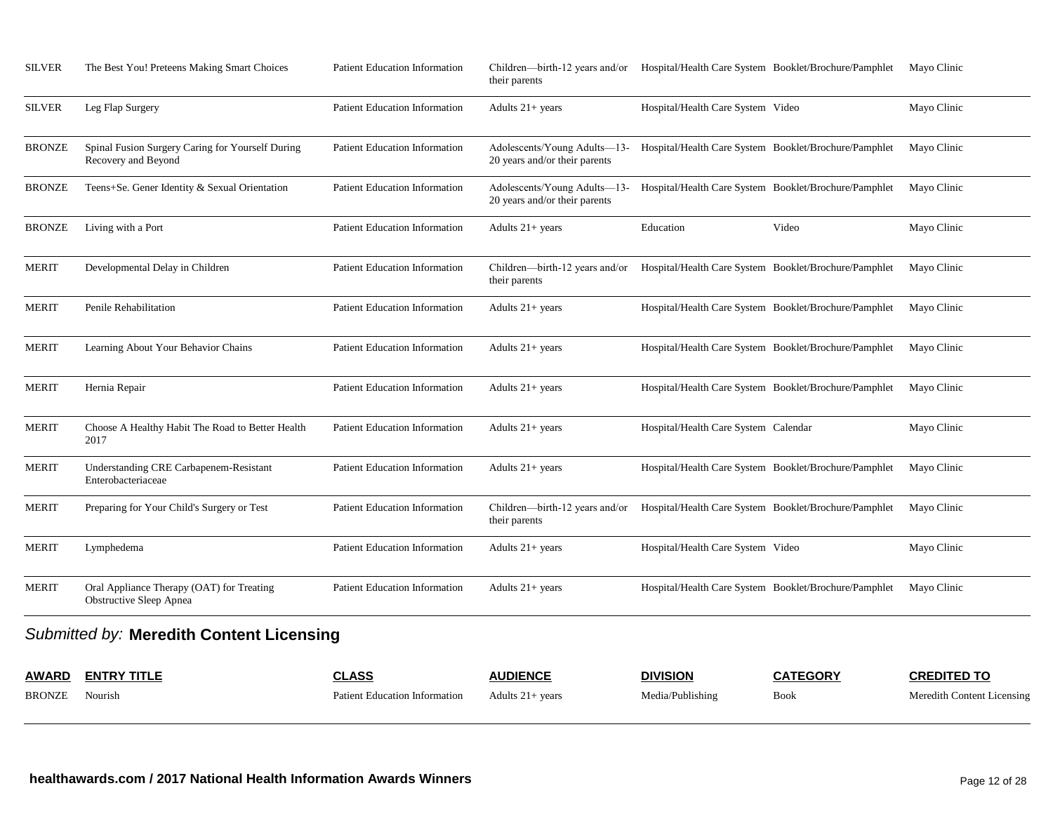| AWARD | ENTRY TITLE | CLASS | AUDIENCE | DIVISION | CATEGORY | CREDITED TO |
|---|---|---|---|---|---|---|
| SILVER | The Best You! Preteens Making Smart Choices | Patient Education Information | Children—birth-12 years and/or their parents | Hospital/Health Care System | Booklet/Brochure/Pamphlet | Mayo Clinic |
| SILVER | Leg Flap Surgery | Patient Education Information | Adults 21+ years | Hospital/Health Care System | Video | Mayo Clinic |
| BRONZE | Spinal Fusion Surgery Caring for Yourself During Recovery and Beyond | Patient Education Information | Adolescents/Young Adults—13-20 years and/or their parents | Hospital/Health Care System | Booklet/Brochure/Pamphlet | Mayo Clinic |
| BRONZE | Teens+Se. Gener Identity & Sexual Orientation | Patient Education Information | Adolescents/Young Adults—13-20 years and/or their parents | Hospital/Health Care System | Booklet/Brochure/Pamphlet | Mayo Clinic |
| BRONZE | Living with a Port | Patient Education Information | Adults 21+ years | Education | Video | Mayo Clinic |
| MERIT | Developmental Delay in Children | Patient Education Information | Children—birth-12 years and/or their parents | Hospital/Health Care System | Booklet/Brochure/Pamphlet | Mayo Clinic |
| MERIT | Penile Rehabilitation | Patient Education Information | Adults 21+ years | Hospital/Health Care System | Booklet/Brochure/Pamphlet | Mayo Clinic |
| MERIT | Learning About Your Behavior Chains | Patient Education Information | Adults 21+ years | Hospital/Health Care System | Booklet/Brochure/Pamphlet | Mayo Clinic |
| MERIT | Hernia Repair | Patient Education Information | Adults 21+ years | Hospital/Health Care System | Booklet/Brochure/Pamphlet | Mayo Clinic |
| MERIT | Choose A Healthy Habit The Road to Better Health 2017 | Patient Education Information | Adults 21+ years | Hospital/Health Care System | Calendar | Mayo Clinic |
| MERIT | Understanding CRE Carbapenem-Resistant Enterobacteriaceae | Patient Education Information | Adults 21+ years | Hospital/Health Care System | Booklet/Brochure/Pamphlet | Mayo Clinic |
| MERIT | Preparing for Your Child's Surgery or Test | Patient Education Information | Children—birth-12 years and/or their parents | Hospital/Health Care System | Booklet/Brochure/Pamphlet | Mayo Clinic |
| MERIT | Lymphedema | Patient Education Information | Adults 21+ years | Hospital/Health Care System | Video | Mayo Clinic |
| MERIT | Oral Appliance Therapy (OAT) for Treating Obstructive Sleep Apnea | Patient Education Information | Adults 21+ years | Hospital/Health Care System | Booklet/Brochure/Pamphlet | Mayo Clinic |

## *Submitted by:* **Meredith Content Licensing**

| AWARD | ENTRY TITLE | CLASS | AUDIENCE | DIVISION | CATEGORY | CREDITED TO |
|---|---|---|---|---|---|---|
| BRONZE | Nourish | Patient Education Information | Adults 21+ years | Media/Publishing | Book | Meredith Content Licensing |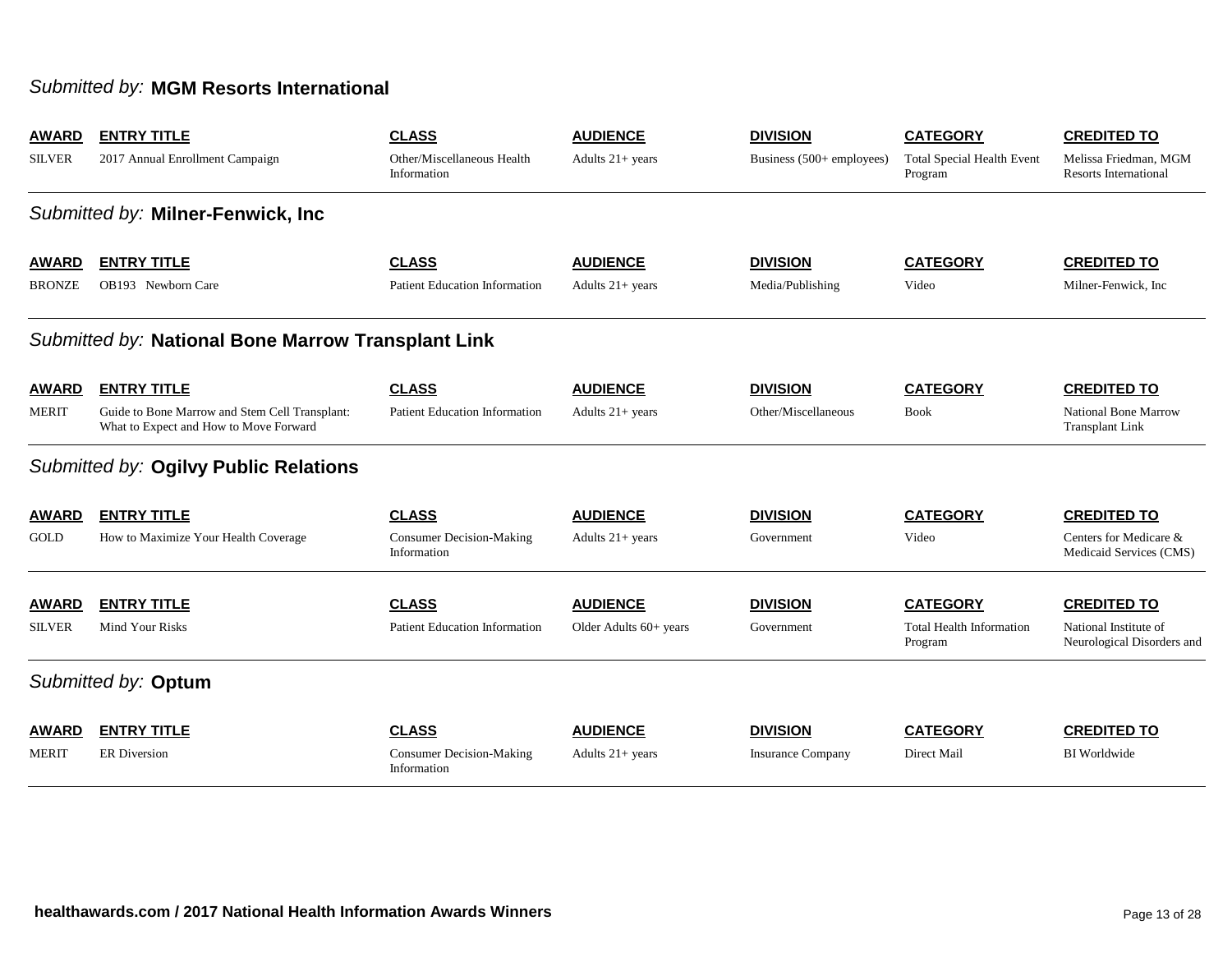## *Submitted by:* **MGM Resorts International**

| AWARD | ENTRY TITLE | CLASS | AUDIENCE | DIVISION | CATEGORY | CREDITED TO |
|---|---|---|---|---|---|---|
| SILVER | 2017 Annual Enrollment Campaign | Other/Miscellaneous Health Information | Adults 21+ years | Business (500+ employees) | Total Special Health Event Program | Melissa Friedman, MGM Resorts International |

## *Submitted by:* **Milner-Fenwick, Inc**

| AWARD | ENTRY TITLE | CLASS | AUDIENCE | DIVISION | CATEGORY | CREDITED TO |
|---|---|---|---|---|---|---|
| BRONZE | OB193 Newborn Care | Patient Education Information | Adults 21+ years | Media/Publishing | Video | Milner-Fenwick, Inc |

## *Submitted by:* **National Bone Marrow Transplant Link**

| AWARD | ENTRY TITLE | CLASS | AUDIENCE | DIVISION | CATEGORY | CREDITED TO |
|---|---|---|---|---|---|---|
| MERIT | Guide to Bone Marrow and Stem Cell Transplant: What to Expect and How to Move Forward | Patient Education Information | Adults 21+ years | Other/Miscellaneous | Book | National Bone Marrow Transplant Link |

## *Submitted by:* **Ogilvy Public Relations**

| AWARD | ENTRY TITLE | CLASS | AUDIENCE | DIVISION | CATEGORY | CREDITED TO |
|---|---|---|---|---|---|---|
| GOLD | How to Maximize Your Health Coverage | Consumer Decision-Making Information | Adults 21+ years | Government | Video | Centers for Medicare & Medicaid Services (CMS) |

| AWARD | ENTRY TITLE | CLASS | AUDIENCE | DIVISION | CATEGORY | CREDITED TO |
|---|---|---|---|---|---|---|
| SILVER | Mind Your Risks | Patient Education Information | Older Adults 60+ years | Government | Total Health Information Program | National Institute of Neurological Disorders and |

## *Submitted by:* **Optum**

| AWARD | ENTRY TITLE | CLASS | AUDIENCE | DIVISION | CATEGORY | CREDITED TO |
|---|---|---|---|---|---|---|
| MERIT | ER Diversion | Consumer Decision-Making Information | Adults 21+ years | Insurance Company | Direct Mail | BI Worldwide |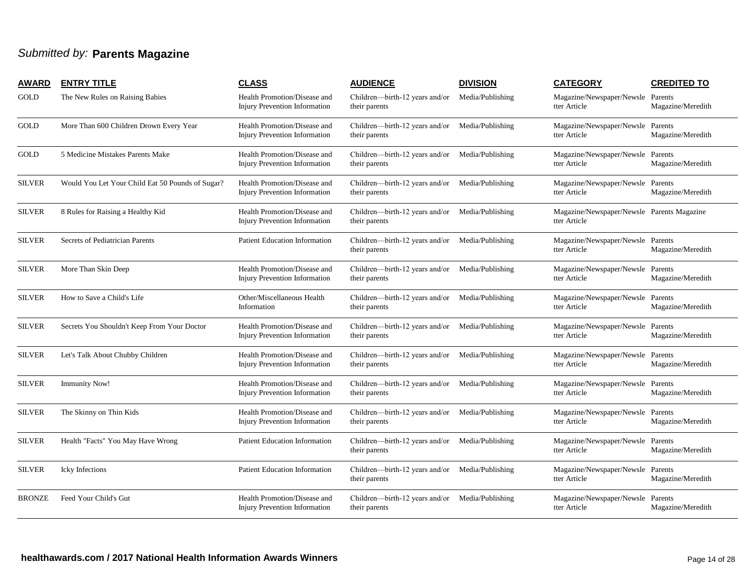*Submitted by:* **Parents Magazine**

| AWARD | ENTRY TITLE | CLASS | AUDIENCE | DIVISION | CATEGORY | CREDITED TO |
|---|---|---|---|---|---|---|
| GOLD | The New Rules on Raising Babies | Health Promotion/Disease and Injury Prevention Information | Children—birth-12 years and/or their parents | Media/Publishing | Magazine/Newspaper/Newsletter Article | Parents Magazine/Meredith |
| GOLD | More Than 600 Children Drown Every Year | Health Promotion/Disease and Injury Prevention Information | Children—birth-12 years and/or their parents | Media/Publishing | Magazine/Newspaper/Newsletter Article | Parents Magazine/Meredith |
| GOLD | 5 Medicine Mistakes Parents Make | Health Promotion/Disease and Injury Prevention Information | Children—birth-12 years and/or their parents | Media/Publishing | Magazine/Newspaper/Newsletter Article | Parents Magazine/Meredith |
| SILVER | Would You Let Your Child Eat 50 Pounds of Sugar? | Health Promotion/Disease and Injury Prevention Information | Children—birth-12 years and/or their parents | Media/Publishing | Magazine/Newspaper/Newsletter Article | Parents Magazine/Meredith |
| SILVER | 8 Rules for Raising a Healthy Kid | Health Promotion/Disease and Injury Prevention Information | Children—birth-12 years and/or their parents | Media/Publishing | Magazine/Newspaper/Newsletter Article | Parents Magazine |
| SILVER | Secrets of Pediatrician Parents | Patient Education Information | Children—birth-12 years and/or their parents | Media/Publishing | Magazine/Newspaper/Newsletter Article | Parents Magazine/Meredith |
| SILVER | More Than Skin Deep | Health Promotion/Disease and Injury Prevention Information | Children—birth-12 years and/or their parents | Media/Publishing | Magazine/Newspaper/Newsletter Article | Parents Magazine/Meredith |
| SILVER | How to Save a Child's Life | Other/Miscellaneous Health Information | Children—birth-12 years and/or their parents | Media/Publishing | Magazine/Newspaper/Newsletter Article | Parents Magazine/Meredith |
| SILVER | Secrets You Shouldn't Keep From Your Doctor | Health Promotion/Disease and Injury Prevention Information | Children—birth-12 years and/or their parents | Media/Publishing | Magazine/Newspaper/Newsletter Article | Parents Magazine/Meredith |
| SILVER | Let's Talk About Chubby Children | Health Promotion/Disease and Injury Prevention Information | Children—birth-12 years and/or their parents | Media/Publishing | Magazine/Newspaper/Newsletter Article | Parents Magazine/Meredith |
| SILVER | Immunity Now! | Health Promotion/Disease and Injury Prevention Information | Children—birth-12 years and/or their parents | Media/Publishing | Magazine/Newspaper/Newsletter Article | Parents Magazine/Meredith |
| SILVER | The Skinny on Thin Kids | Health Promotion/Disease and Injury Prevention Information | Children—birth-12 years and/or their parents | Media/Publishing | Magazine/Newspaper/Newsletter Article | Parents Magazine/Meredith |
| SILVER | Health "Facts" You May Have Wrong | Patient Education Information | Children—birth-12 years and/or their parents | Media/Publishing | Magazine/Newspaper/Newsletter Article | Parents Magazine/Meredith |
| SILVER | Icky Infections | Patient Education Information | Children—birth-12 years and/or their parents | Media/Publishing | Magazine/Newspaper/Newsletter Article | Parents Magazine/Meredith |
| BRONZE | Feed Your Child's Gut | Health Promotion/Disease and Injury Prevention Information | Children—birth-12 years and/or their parents | Media/Publishing | Magazine/Newspaper/Newsletter Article | Parents Magazine/Meredith |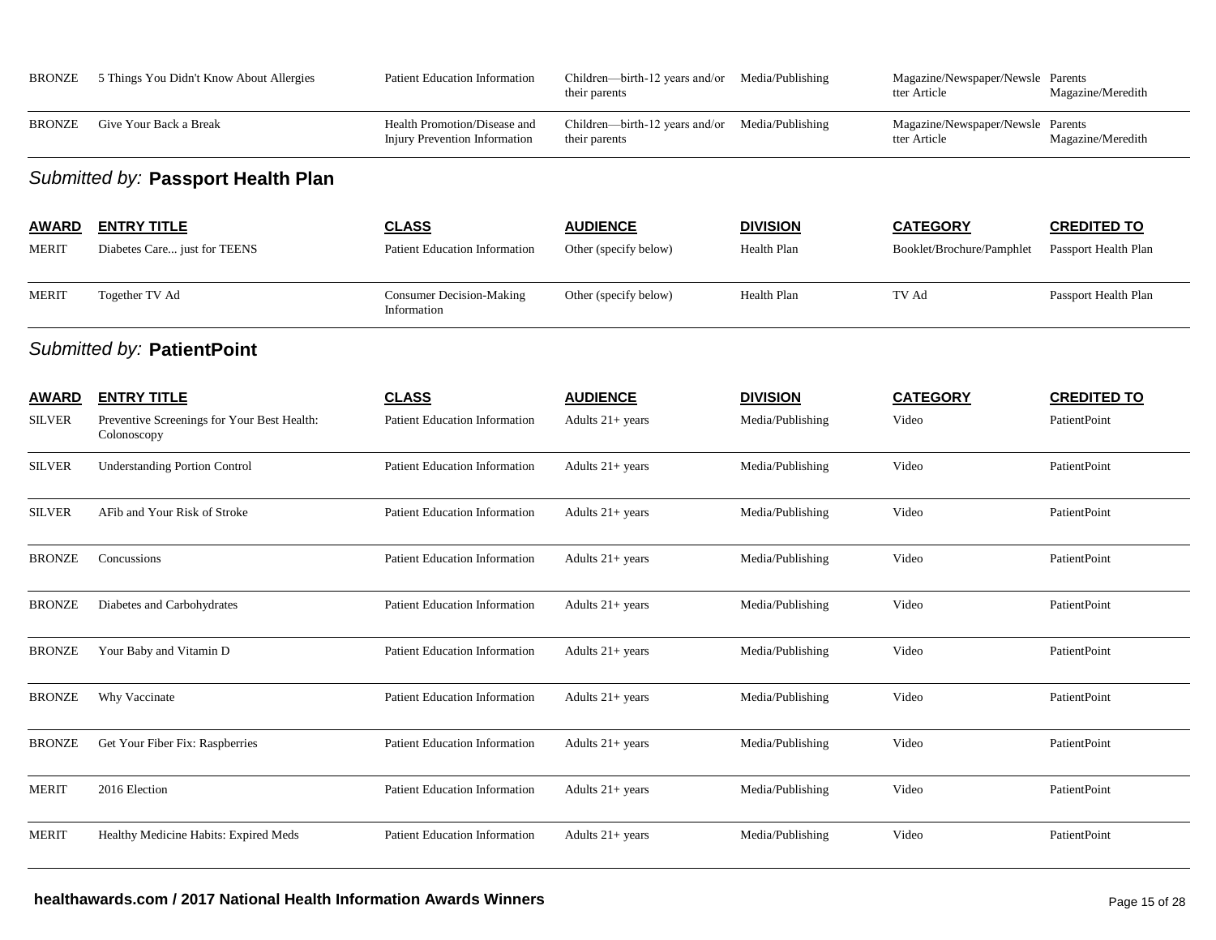| AWARD | ENTRY TITLE | CLASS | AUDIENCE | DIVISION | CATEGORY | CREDITED TO |
|---|---|---|---|---|---|---|
| BRONZE | 5 Things You Didn't Know About Allergies | Patient Education Information | Children—birth-12 years and/or their parents | Media/Publishing | Magazine/Newspaper/Newsletter Article | Parents Magazine/Meredith |
| BRONZE | Give Your Back a Break | Health Promotion/Disease and Injury Prevention Information | Children—birth-12 years and/or their parents | Media/Publishing | Magazine/Newspaper/Newsletter Article | Parents Magazine/Meredith |

## *Submitted by:* **Passport Health Plan**

| AWARD | ENTRY TITLE | CLASS | AUDIENCE | DIVISION | CATEGORY | CREDITED TO |
|---|---|---|---|---|---|---|
| MERIT | Diabetes Care... just for TEENS | Patient Education Information | Other (specify below) | Health Plan | Booklet/Brochure/Pamphlet | Passport Health Plan |
| MERIT | Together TV Ad | Consumer Decision-Making Information | Other (specify below) | Health Plan | TV Ad | Passport Health Plan |

## *Submitted by:* **PatientPoint**

| AWARD | ENTRY TITLE | CLASS | AUDIENCE | DIVISION | CATEGORY | CREDITED TO |
|---|---|---|---|---|---|---|
| SILVER | Preventive Screenings for Your Best Health: Colonoscopy | Patient Education Information | Adults 21+ years | Media/Publishing | Video | PatientPoint |
| SILVER | Understanding Portion Control | Patient Education Information | Adults 21+ years | Media/Publishing | Video | PatientPoint |
| SILVER | AFib and Your Risk of Stroke | Patient Education Information | Adults 21+ years | Media/Publishing | Video | PatientPoint |
| BRONZE | Concussions | Patient Education Information | Adults 21+ years | Media/Publishing | Video | PatientPoint |
| BRONZE | Diabetes and Carbohydrates | Patient Education Information | Adults 21+ years | Media/Publishing | Video | PatientPoint |
| BRONZE | Your Baby and Vitamin D | Patient Education Information | Adults 21+ years | Media/Publishing | Video | PatientPoint |
| BRONZE | Why Vaccinate | Patient Education Information | Adults 21+ years | Media/Publishing | Video | PatientPoint |
| BRONZE | Get Your Fiber Fix: Raspberries | Patient Education Information | Adults 21+ years | Media/Publishing | Video | PatientPoint |
| MERIT | 2016 Election | Patient Education Information | Adults 21+ years | Media/Publishing | Video | PatientPoint |
| MERIT | Healthy Medicine Habits: Expired Meds | Patient Education Information | Adults 21+ years | Media/Publishing | Video | PatientPoint |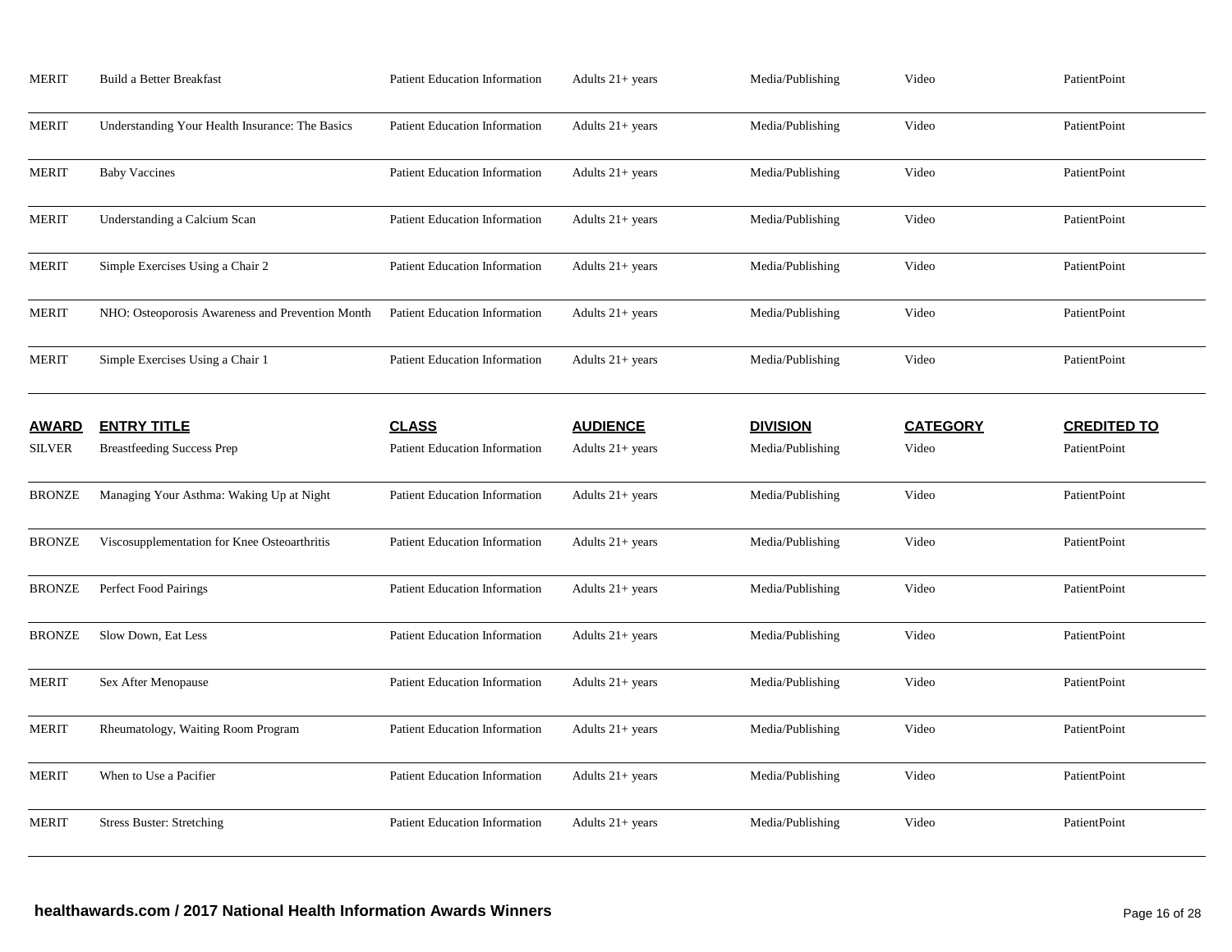| MERIT | Build a Better Breakfast | Patient Education Information | Adults 21+ years | Media/Publishing | Video | PatientPoint |
|---|---|---|---|---|---|---|
| MERIT | Understanding Your Health Insurance: The Basics | Patient Education Information | Adults 21+ years | Media/Publishing | Video | PatientPoint |
| MERIT | Baby Vaccines | Patient Education Information | Adults 21+ years | Media/Publishing | Video | PatientPoint |
| MERIT | Understanding a Calcium Scan | Patient Education Information | Adults 21+ years | Media/Publishing | Video | PatientPoint |
| MERIT | Simple Exercises Using a Chair 2 | Patient Education Information | Adults 21+ years | Media/Publishing | Video | PatientPoint |
| MERIT | NHO: Osteoporosis Awareness and Prevention Month | Patient Education Information | Adults 21+ years | Media/Publishing | Video | PatientPoint |
| MERIT | Simple Exercises Using a Chair 1 | Patient Education Information | Adults 21+ years | Media/Publishing | Video | PatientPoint |

| AWARD | ENTRY TITLE | CLASS | AUDIENCE | DIVISION | CATEGORY | CREDITED TO |
|---|---|---|---|---|---|---|
| SILVER | Breastfeeding Success Prep | Patient Education Information | Adults 21+ years | Media/Publishing | Video | PatientPoint |
| BRONZE | Managing Your Asthma: Waking Up at Night | Patient Education Information | Adults 21+ years | Media/Publishing | Video | PatientPoint |
| BRONZE | Viscosupplementation for Knee Osteoarthritis | Patient Education Information | Adults 21+ years | Media/Publishing | Video | PatientPoint |
| BRONZE | Perfect Food Pairings | Patient Education Information | Adults 21+ years | Media/Publishing | Video | PatientPoint |
| BRONZE | Slow Down, Eat Less | Patient Education Information | Adults 21+ years | Media/Publishing | Video | PatientPoint |
| MERIT | Sex After Menopause | Patient Education Information | Adults 21+ years | Media/Publishing | Video | PatientPoint |
| MERIT | Rheumatology, Waiting Room Program | Patient Education Information | Adults 21+ years | Media/Publishing | Video | PatientPoint |
| MERIT | When to Use a Pacifier | Patient Education Information | Adults 21+ years | Media/Publishing | Video | PatientPoint |
| MERIT | Stress Buster: Stretching | Patient Education Information | Adults 21+ years | Media/Publishing | Video | PatientPoint |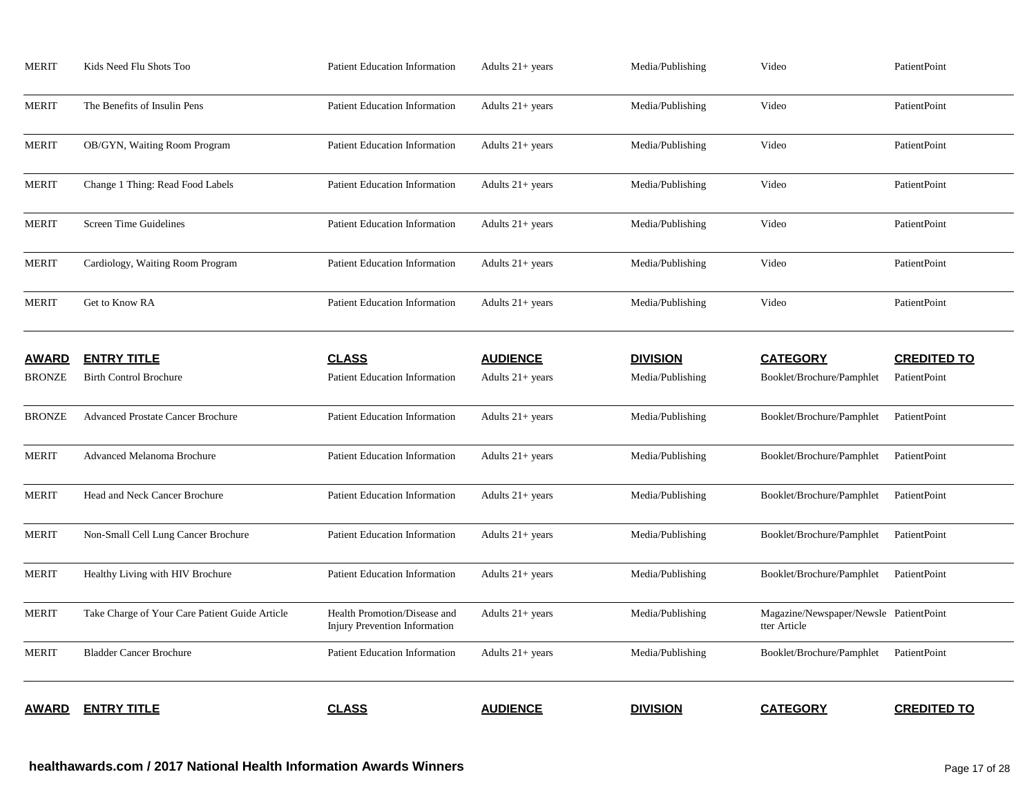| AWARD | ENTRY TITLE | CLASS | AUDIENCE | DIVISION | CATEGORY | CREDITED TO |
|---|---|---|---|---|---|---|
| MERIT | Kids Need Flu Shots Too | Patient Education Information | Adults 21+ years | Media/Publishing | Video | PatientPoint |
| MERIT | The Benefits of Insulin Pens | Patient Education Information | Adults 21+ years | Media/Publishing | Video | PatientPoint |
| MERIT | OB/GYN, Waiting Room Program | Patient Education Information | Adults 21+ years | Media/Publishing | Video | PatientPoint |
| MERIT | Change 1 Thing: Read Food Labels | Patient Education Information | Adults 21+ years | Media/Publishing | Video | PatientPoint |
| MERIT | Screen Time Guidelines | Patient Education Information | Adults 21+ years | Media/Publishing | Video | PatientPoint |
| MERIT | Cardiology, Waiting Room Program | Patient Education Information | Adults 21+ years | Media/Publishing | Video | PatientPoint |
| MERIT | Get to Know RA | Patient Education Information | Adults 21+ years | Media/Publishing | Video | PatientPoint |

| AWARD | ENTRY TITLE | CLASS | AUDIENCE | DIVISION | CATEGORY | CREDITED TO |
|---|---|---|---|---|---|---|
| BRONZE | Birth Control Brochure | Patient Education Information | Adults 21+ years | Media/Publishing | Booklet/Brochure/Pamphlet | PatientPoint |
| BRONZE | Advanced Prostate Cancer Brochure | Patient Education Information | Adults 21+ years | Media/Publishing | Booklet/Brochure/Pamphlet | PatientPoint |
| MERIT | Advanced Melanoma Brochure | Patient Education Information | Adults 21+ years | Media/Publishing | Booklet/Brochure/Pamphlet | PatientPoint |
| MERIT | Head and Neck Cancer Brochure | Patient Education Information | Adults 21+ years | Media/Publishing | Booklet/Brochure/Pamphlet | PatientPoint |
| MERIT | Non-Small Cell Lung Cancer Brochure | Patient Education Information | Adults 21+ years | Media/Publishing | Booklet/Brochure/Pamphlet | PatientPoint |
| MERIT | Healthy Living with HIV Brochure | Patient Education Information | Adults 21+ years | Media/Publishing | Booklet/Brochure/Pamphlet | PatientPoint |
| MERIT | Take Charge of Your Care Patient Guide Article | Health Promotion/Disease and Injury Prevention Information | Adults 21+ years | Media/Publishing | Magazine/Newspaper/Newsletter Article | PatientPoint |
| MERIT | Bladder Cancer Brochure | Patient Education Information | Adults 21+ years | Media/Publishing | Booklet/Brochure/Pamphlet | PatientPoint |

| AWARD | ENTRY TITLE | CLASS | AUDIENCE | DIVISION | CATEGORY | CREDITED TO |
|---|---|---|---|---|---|---|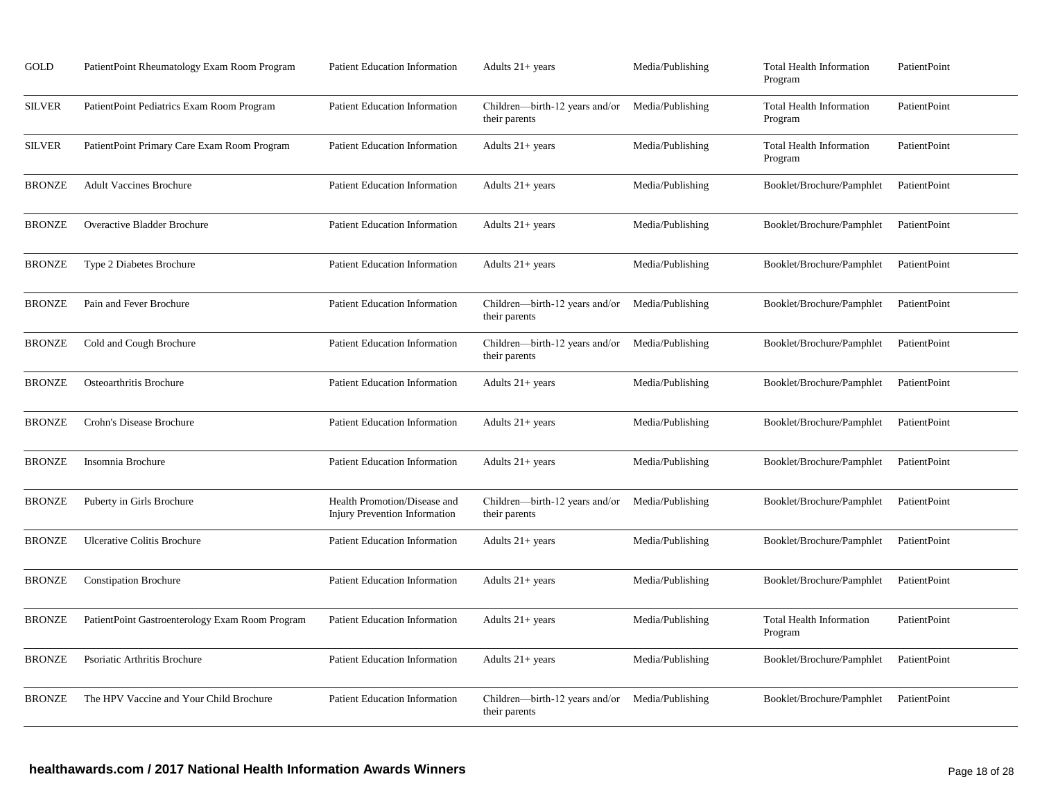| | | | | | | |
|---|---|---|---|---|---|---|
| GOLD | PatientPoint Rheumatology Exam Room Program | Patient Education Information | Adults 21+ years | Media/Publishing | Total Health Information Program | PatientPoint |
| SILVER | PatientPoint Pediatrics Exam Room Program | Patient Education Information | Children—birth-12 years and/or their parents | Media/Publishing | Total Health Information Program | PatientPoint |
| SILVER | PatientPoint Primary Care Exam Room Program | Patient Education Information | Adults 21+ years | Media/Publishing | Total Health Information Program | PatientPoint |
| BRONZE | Adult Vaccines Brochure | Patient Education Information | Adults 21+ years | Media/Publishing | Booklet/Brochure/Pamphlet | PatientPoint |
| BRONZE | Overactive Bladder Brochure | Patient Education Information | Adults 21+ years | Media/Publishing | Booklet/Brochure/Pamphlet | PatientPoint |
| BRONZE | Type 2 Diabetes Brochure | Patient Education Information | Adults 21+ years | Media/Publishing | Booklet/Brochure/Pamphlet | PatientPoint |
| BRONZE | Pain and Fever Brochure | Patient Education Information | Children—birth-12 years and/or their parents | Media/Publishing | Booklet/Brochure/Pamphlet | PatientPoint |
| BRONZE | Cold and Cough Brochure | Patient Education Information | Children—birth-12 years and/or their parents | Media/Publishing | Booklet/Brochure/Pamphlet | PatientPoint |
| BRONZE | Osteoarthritis Brochure | Patient Education Information | Adults 21+ years | Media/Publishing | Booklet/Brochure/Pamphlet | PatientPoint |
| BRONZE | Crohn's Disease Brochure | Patient Education Information | Adults 21+ years | Media/Publishing | Booklet/Brochure/Pamphlet | PatientPoint |
| BRONZE | Insomnia Brochure | Patient Education Information | Adults 21+ years | Media/Publishing | Booklet/Brochure/Pamphlet | PatientPoint |
| BRONZE | Puberty in Girls Brochure | Health Promotion/Disease and Injury Prevention Information | Children—birth-12 years and/or their parents | Media/Publishing | Booklet/Brochure/Pamphlet | PatientPoint |
| BRONZE | Ulcerative Colitis Brochure | Patient Education Information | Adults 21+ years | Media/Publishing | Booklet/Brochure/Pamphlet | PatientPoint |
| BRONZE | Constipation Brochure | Patient Education Information | Adults 21+ years | Media/Publishing | Booklet/Brochure/Pamphlet | PatientPoint |
| BRONZE | PatientPoint Gastroenterology Exam Room Program | Patient Education Information | Adults 21+ years | Media/Publishing | Total Health Information Program | PatientPoint |
| BRONZE | Psoriatic Arthritis Brochure | Patient Education Information | Adults 21+ years | Media/Publishing | Booklet/Brochure/Pamphlet | PatientPoint |
| BRONZE | The HPV Vaccine and Your Child Brochure | Patient Education Information | Children—birth-12 years and/or their parents | Media/Publishing | Booklet/Brochure/Pamphlet | PatientPoint |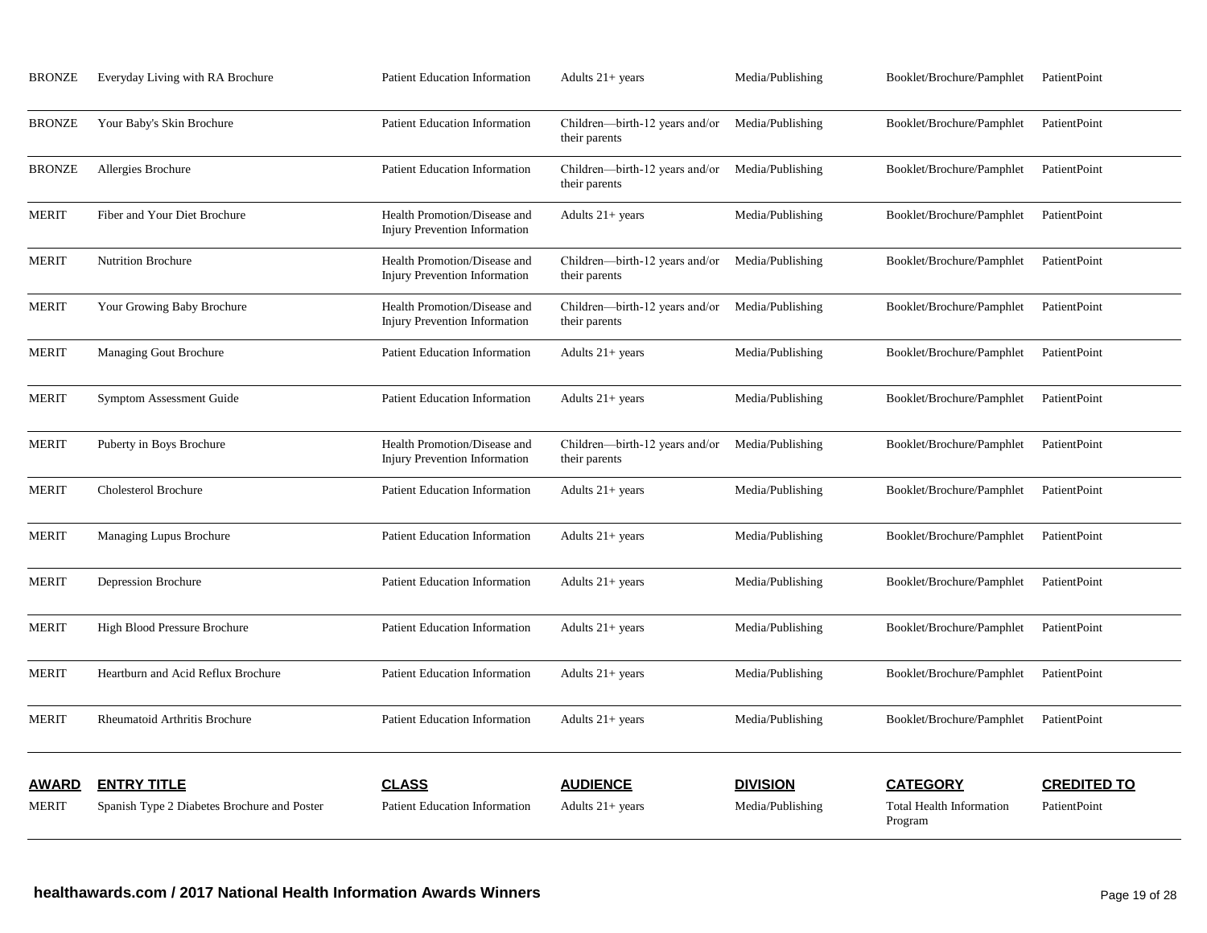| AWARD | ENTRY TITLE | CLASS | AUDIENCE | DIVISION | CATEGORY | CREDITED TO |
|---|---|---|---|---|---|---|
| BRONZE | Everyday Living with RA Brochure | Patient Education Information | Adults 21+ years | Media/Publishing | Booklet/Brochure/Pamphlet | PatientPoint |
| BRONZE | Your Baby's Skin Brochure | Patient Education Information | Children—birth-12 years and/or their parents | Media/Publishing | Booklet/Brochure/Pamphlet | PatientPoint |
| BRONZE | Allergies Brochure | Patient Education Information | Children—birth-12 years and/or their parents | Media/Publishing | Booklet/Brochure/Pamphlet | PatientPoint |
| MERIT | Fiber and Your Diet Brochure | Health Promotion/Disease and Injury Prevention Information | Adults 21+ years | Media/Publishing | Booklet/Brochure/Pamphlet | PatientPoint |
| MERIT | Nutrition Brochure | Health Promotion/Disease and Injury Prevention Information | Children—birth-12 years and/or their parents | Media/Publishing | Booklet/Brochure/Pamphlet | PatientPoint |
| MERIT | Your Growing Baby Brochure | Health Promotion/Disease and Injury Prevention Information | Children—birth-12 years and/or their parents | Media/Publishing | Booklet/Brochure/Pamphlet | PatientPoint |
| MERIT | Managing Gout Brochure | Patient Education Information | Adults 21+ years | Media/Publishing | Booklet/Brochure/Pamphlet | PatientPoint |
| MERIT | Symptom Assessment Guide | Patient Education Information | Adults 21+ years | Media/Publishing | Booklet/Brochure/Pamphlet | PatientPoint |
| MERIT | Puberty in Boys Brochure | Health Promotion/Disease and Injury Prevention Information | Children—birth-12 years and/or their parents | Media/Publishing | Booklet/Brochure/Pamphlet | PatientPoint |
| MERIT | Cholesterol Brochure | Patient Education Information | Adults 21+ years | Media/Publishing | Booklet/Brochure/Pamphlet | PatientPoint |
| MERIT | Managing Lupus Brochure | Patient Education Information | Adults 21+ years | Media/Publishing | Booklet/Brochure/Pamphlet | PatientPoint |
| MERIT | Depression Brochure | Patient Education Information | Adults 21+ years | Media/Publishing | Booklet/Brochure/Pamphlet | PatientPoint |
| MERIT | High Blood Pressure Brochure | Patient Education Information | Adults 21+ years | Media/Publishing | Booklet/Brochure/Pamphlet | PatientPoint |
| MERIT | Heartburn and Acid Reflux Brochure | Patient Education Information | Adults 21+ years | Media/Publishing | Booklet/Brochure/Pamphlet | PatientPoint |
| MERIT | Rheumatoid Arthritis Brochure | Patient Education Information | Adults 21+ years | Media/Publishing | Booklet/Brochure/Pamphlet | PatientPoint |

| AWARD | ENTRY TITLE | CLASS | AUDIENCE | DIVISION | CATEGORY | CREDITED TO |
|---|---|---|---|---|---|---|
| MERIT | Spanish Type 2 Diabetes Brochure and Poster | Patient Education Information | Adults 21+ years | Media/Publishing | Total Health Information Program | PatientPoint |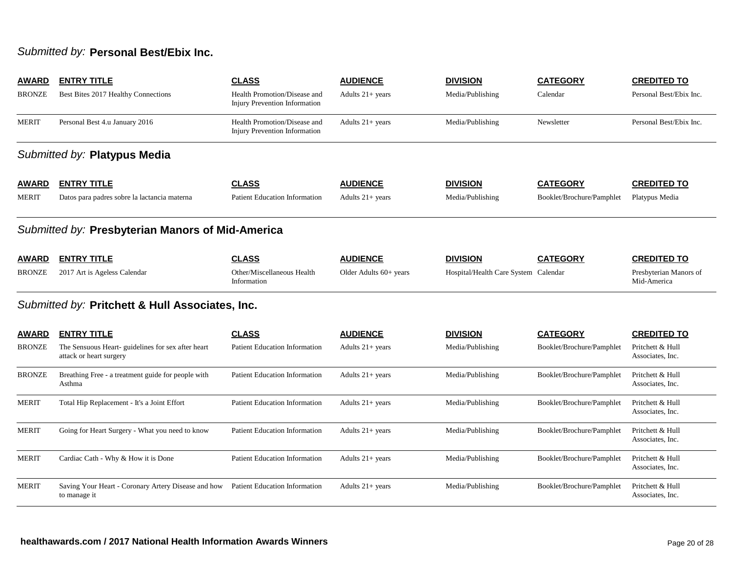## *Submitted by:* **Personal Best/Ebix Inc.**

| AWARD | ENTRY TITLE | CLASS | AUDIENCE | DIVISION | CATEGORY | CREDITED TO |
|---|---|---|---|---|---|---|
| BRONZE | Best Bites 2017 Healthy Connections | Health Promotion/Disease and Injury Prevention Information | Adults 21+ years | Media/Publishing | Calendar | Personal Best/Ebix Inc. |
| MERIT | Personal Best 4.u January 2016 | Health Promotion/Disease and Injury Prevention Information | Adults 21+ years | Media/Publishing | Newsletter | Personal Best/Ebix Inc. |

## *Submitted by:* **Platypus Media**

| AWARD | ENTRY TITLE | CLASS | AUDIENCE | DIVISION | CATEGORY | CREDITED TO |
|---|---|---|---|---|---|---|
| MERIT | Datos para padres sobre la lactancia materna | Patient Education Information | Adults 21+ years | Media/Publishing | Booklet/Brochure/Pamphlet | Platypus Media |

## *Submitted by:* **Presbyterian Manors of Mid-America**

| AWARD | ENTRY TITLE | CLASS | AUDIENCE | DIVISION | CATEGORY | CREDITED TO |
|---|---|---|---|---|---|---|
| BRONZE | 2017 Art is Ageless Calendar | Other/Miscellaneous Health Information | Older Adults 60+ years | Hospital/Health Care System | Calendar | Presbyterian Manors of Mid-America |

## *Submitted by:* **Pritchett & Hull Associates, Inc.**

| AWARD | ENTRY TITLE | CLASS | AUDIENCE | DIVISION | CATEGORY | CREDITED TO |
|---|---|---|---|---|---|---|
| BRONZE | The Sensuous Heart- guidelines for sex after heart attack or heart surgery | Patient Education Information | Adults 21+ years | Media/Publishing | Booklet/Brochure/Pamphlet | Pritchett & Hull Associates, Inc. |
| BRONZE | Breathing Free - a treatment guide for people with Asthma | Patient Education Information | Adults 21+ years | Media/Publishing | Booklet/Brochure/Pamphlet | Pritchett & Hull Associates, Inc. |
| MERIT | Total Hip Replacement - It's a Joint Effort | Patient Education Information | Adults 21+ years | Media/Publishing | Booklet/Brochure/Pamphlet | Pritchett & Hull Associates, Inc. |
| MERIT | Going for Heart Surgery - What you need to know | Patient Education Information | Adults 21+ years | Media/Publishing | Booklet/Brochure/Pamphlet | Pritchett & Hull Associates, Inc. |
| MERIT | Cardiac Cath - Why & How it is Done | Patient Education Information | Adults 21+ years | Media/Publishing | Booklet/Brochure/Pamphlet | Pritchett & Hull Associates, Inc. |
| MERIT | Saving Your Heart - Coronary Artery Disease and how to manage it | Patient Education Information | Adults 21+ years | Media/Publishing | Booklet/Brochure/Pamphlet | Pritchett & Hull Associates, Inc. |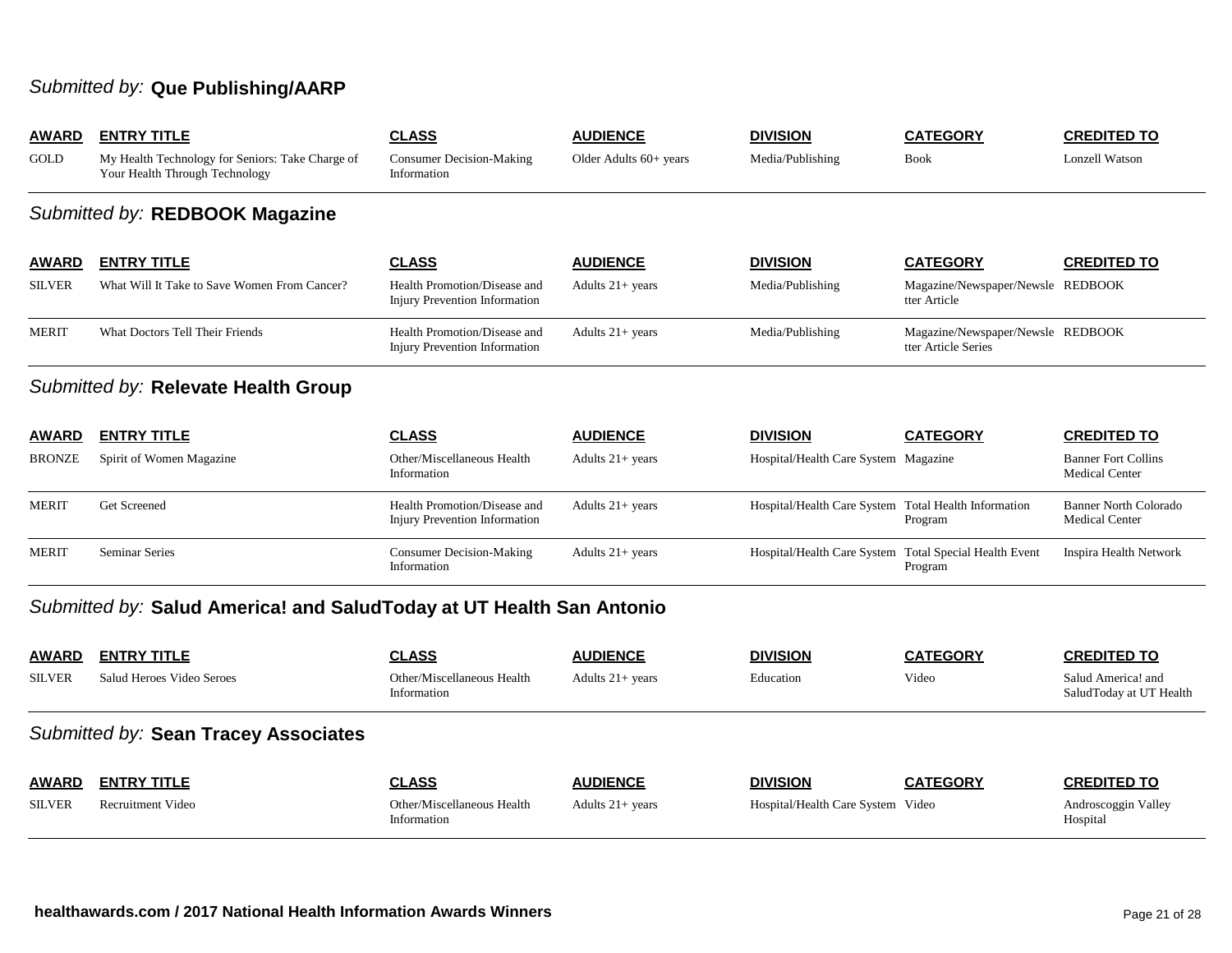## *Submitted by:* **Que Publishing/AARP**

| AWARD | ENTRY TITLE | CLASS | AUDIENCE | DIVISION | CATEGORY | CREDITED TO |
|---|---|---|---|---|---|---|
| GOLD | My Health Technology for Seniors: Take Charge of Your Health Through Technology | Consumer Decision-Making Information | Older Adults 60+ years | Media/Publishing | Book | Lonzell Watson |

## *Submitted by:* **REDBOOK Magazine**

| AWARD | ENTRY TITLE | CLASS | AUDIENCE | DIVISION | CATEGORY | CREDITED TO |
|---|---|---|---|---|---|---|
| SILVER | What Will It Take to Save Women From Cancer? | Health Promotion/Disease and Injury Prevention Information | Adults 21+ years | Media/Publishing | Magazine/Newspaper/Newsletter Article | REDBOOK |
| MERIT | What Doctors Tell Their Friends | Health Promotion/Disease and Injury Prevention Information | Adults 21+ years | Media/Publishing | Magazine/Newspaper/Newsletter Article Series | REDBOOK |

## *Submitted by:* **Relevate Health Group**

| AWARD | ENTRY TITLE | CLASS | AUDIENCE | DIVISION | CATEGORY | CREDITED TO |
|---|---|---|---|---|---|---|
| BRONZE | Spirit of Women Magazine | Other/Miscellaneous Health Information | Adults 21+ years | Hospital/Health Care System | Magazine | Banner Fort Collins Medical Center |
| MERIT | Get Screened | Health Promotion/Disease and Injury Prevention Information | Adults 21+ years | Hospital/Health Care System | Total Health Information Program | Banner North Colorado Medical Center |
| MERIT | Seminar Series | Consumer Decision-Making Information | Adults 21+ years | Hospital/Health Care System | Total Special Health Event Program | Inspira Health Network |

## *Submitted by:* **Salud America! and SaludToday at UT Health San Antonio**

| AWARD | ENTRY TITLE | CLASS | AUDIENCE | DIVISION | CATEGORY | CREDITED TO |
|---|---|---|---|---|---|---|
| SILVER | Salud Heroes Video Seroes | Other/Miscellaneous Health Information | Adults 21+ years | Education | Video | Salud America! and SaludToday at UT Health |

## *Submitted by:* **Sean Tracey Associates**

| AWARD | ENTRY TITLE | CLASS | AUDIENCE | DIVISION | CATEGORY | CREDITED TO |
|---|---|---|---|---|---|---|
| SILVER | Recruitment Video | Other/Miscellaneous Health Information | Adults 21+ years | Hospital/Health Care System | Video | Androscoggin Valley Hospital |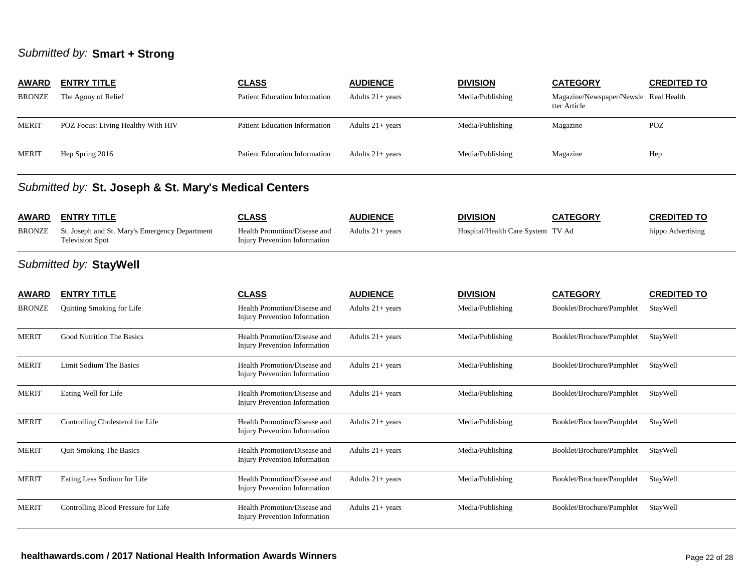*Submitted by:* **Smart + Strong**

| AWARD | ENTRY TITLE | CLASS | AUDIENCE | DIVISION | CATEGORY | CREDITED TO |
|---|---|---|---|---|---|---|
| BRONZE | The Agony of Relief | Patient Education Information | Adults 21+ years | Media/Publishing | Magazine/Newspaper/Newsletter Article | Real Health |
| MERIT | POZ Focus: Living Healthy With HIV | Patient Education Information | Adults 21+ years | Media/Publishing | Magazine | POZ |
| MERIT | Hep Spring 2016 | Patient Education Information | Adults 21+ years | Media/Publishing | Magazine | Hep |

*Submitted by:* **St. Joseph & St. Mary's Medical Centers**

| AWARD | ENTRY TITLE | CLASS | AUDIENCE | DIVISION | CATEGORY | CREDITED TO |
|---|---|---|---|---|---|---|
| BRONZE | St. Joseph and St. Mary's Emergency Department Television Spot | Health Promotion/Disease and Injury Prevention Information | Adults 21+ years | Hospital/Health Care System | TV Ad | hippo Advertising |

*Submitted by:* **StayWell**

| AWARD | ENTRY TITLE | CLASS | AUDIENCE | DIVISION | CATEGORY | CREDITED TO |
|---|---|---|---|---|---|---|
| BRONZE | Quitting Smoking for Life | Health Promotion/Disease and Injury Prevention Information | Adults 21+ years | Media/Publishing | Booklet/Brochure/Pamphlet | StayWell |
| MERIT | Good Nutrition The Basics | Health Promotion/Disease and Injury Prevention Information | Adults 21+ years | Media/Publishing | Booklet/Brochure/Pamphlet | StayWell |
| MERIT | Limit Sodium The Basics | Health Promotion/Disease and Injury Prevention Information | Adults 21+ years | Media/Publishing | Booklet/Brochure/Pamphlet | StayWell |
| MERIT | Eating Well for Life | Health Promotion/Disease and Injury Prevention Information | Adults 21+ years | Media/Publishing | Booklet/Brochure/Pamphlet | StayWell |
| MERIT | Controlling Cholesterol for Life | Health Promotion/Disease and Injury Prevention Information | Adults 21+ years | Media/Publishing | Booklet/Brochure/Pamphlet | StayWell |
| MERIT | Quit Smoking The Basics | Health Promotion/Disease and Injury Prevention Information | Adults 21+ years | Media/Publishing | Booklet/Brochure/Pamphlet | StayWell |
| MERIT | Eating Less Sodium for Life | Health Promotion/Disease and Injury Prevention Information | Adults 21+ years | Media/Publishing | Booklet/Brochure/Pamphlet | StayWell |
| MERIT | Controlling Blood Pressure for Life | Health Promotion/Disease and Injury Prevention Information | Adults 21+ years | Media/Publishing | Booklet/Brochure/Pamphlet | StayWell |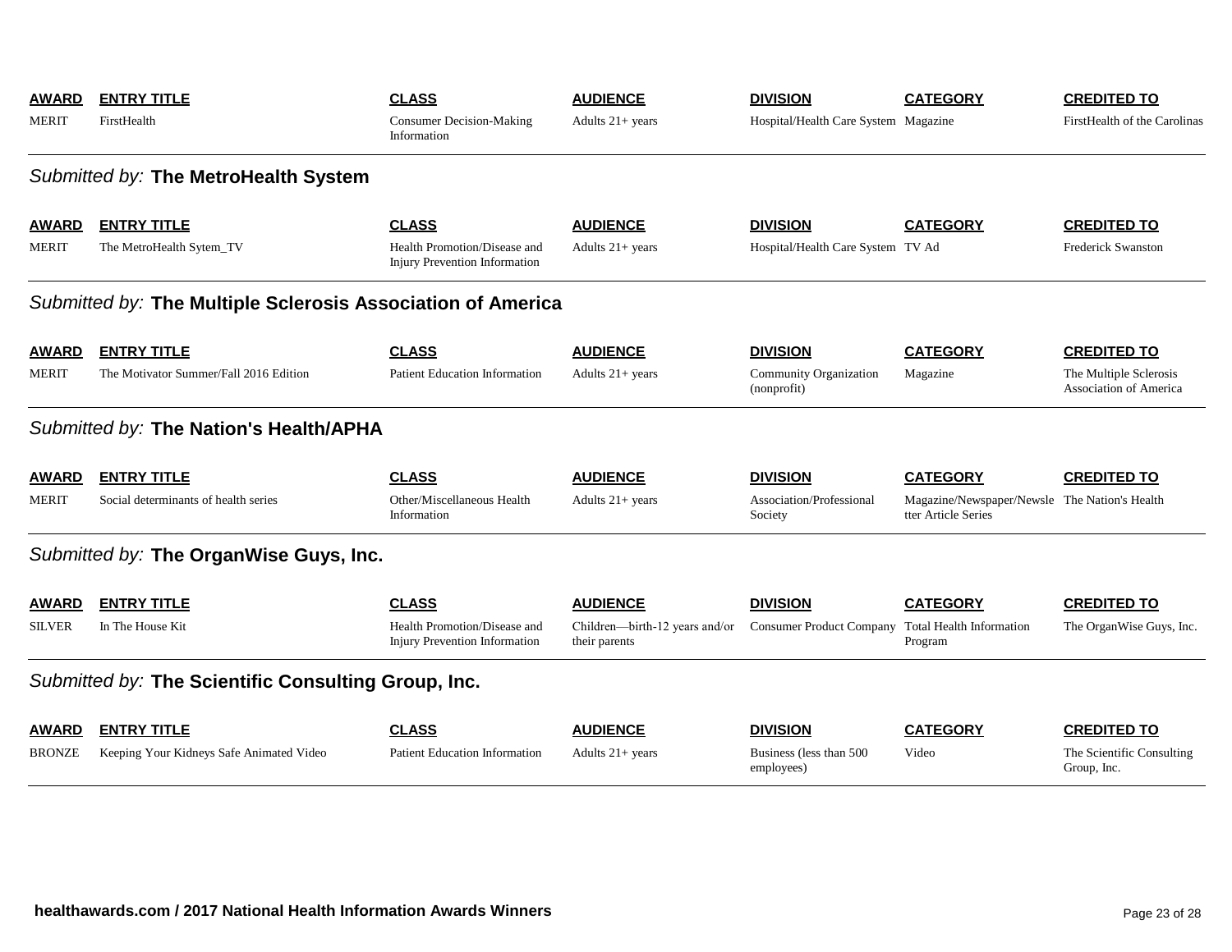| AWARD | ENTRY TITLE | CLASS | AUDIENCE | DIVISION | CATEGORY | CREDITED TO |
|---|---|---|---|---|---|---|
| MERIT | FirstHealth | Consumer Decision-Making Information | Adults 21+ years | Hospital/Health Care System | Magazine | FirstHealth of the Carolinas |

## *Submitted by:* The MetroHealth System

| AWARD | ENTRY TITLE | CLASS | AUDIENCE | DIVISION | CATEGORY | CREDITED TO |
|---|---|---|---|---|---|---|
| MERIT | The MetroHealth Sytem_TV | Health Promotion/Disease and Injury Prevention Information | Adults 21+ years | Hospital/Health Care System | TV Ad | Frederick Swanston |

## *Submitted by:* The Multiple Sclerosis Association of America

| AWARD | ENTRY TITLE | CLASS | AUDIENCE | DIVISION | CATEGORY | CREDITED TO |
|---|---|---|---|---|---|---|
| MERIT | The Motivator Summer/Fall 2016 Edition | Patient Education Information | Adults 21+ years | Community Organization (nonprofit) | Magazine | The Multiple Sclerosis Association of America |

## *Submitted by:* The Nation's Health/APHA

| AWARD | ENTRY TITLE | CLASS | AUDIENCE | DIVISION | CATEGORY | CREDITED TO |
|---|---|---|---|---|---|---|
| MERIT | Social determinants of health series | Other/Miscellaneous Health Information | Adults 21+ years | Association/Professional Society | Magazine/Newspaper/Newsletter Article Series | The Nation's Health |

## *Submitted by:* The OrganWise Guys, Inc.

| AWARD | ENTRY TITLE | CLASS | AUDIENCE | DIVISION | CATEGORY | CREDITED TO |
|---|---|---|---|---|---|---|
| SILVER | In The House Kit | Health Promotion/Disease and Injury Prevention Information | Children—birth-12 years and/or their parents | Consumer Product Company | Total Health Information Program | The OrganWise Guys, Inc. |

## *Submitted by:* The Scientific Consulting Group, Inc.

| AWARD | ENTRY TITLE | CLASS | AUDIENCE | DIVISION | CATEGORY | CREDITED TO |
|---|---|---|---|---|---|---|
| BRONZE | Keeping Your Kidneys Safe Animated Video | Patient Education Information | Adults 21+ years | Business (less than 500 employees) | Video | The Scientific Consulting Group, Inc. |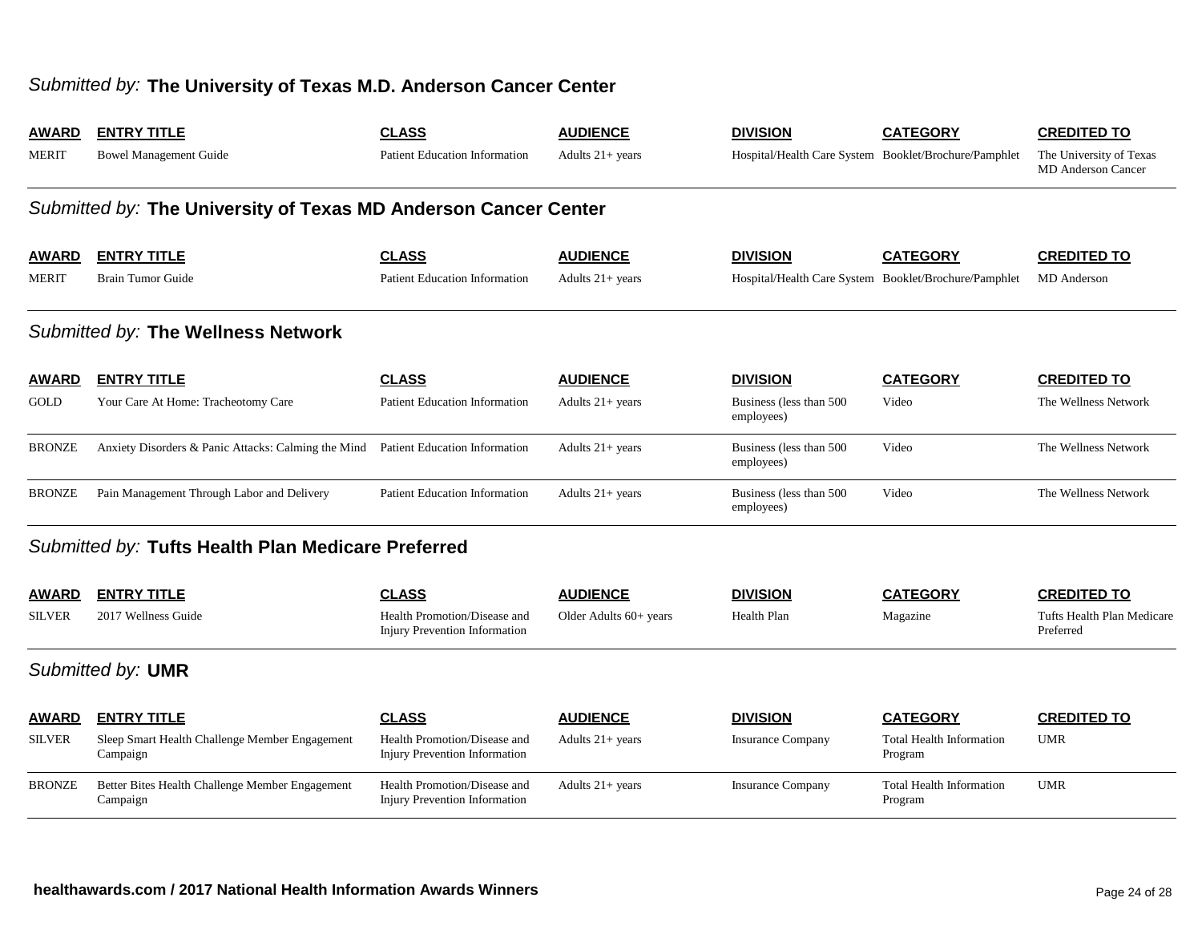## *Submitted by:* The University of Texas M.D. Anderson Cancer Center

| AWARD | ENTRY TITLE | CLASS | AUDIENCE | DIVISION | CATEGORY | CREDITED TO |
|---|---|---|---|---|---|---|
| MERIT | Bowel Management Guide | Patient Education Information | Adults 21+ years | Hospital/Health Care System | Booklet/Brochure/Pamphlet | The University of Texas MD Anderson Cancer |

## *Submitted by:* The University of Texas MD Anderson Cancer Center

| AWARD | ENTRY TITLE | CLASS | AUDIENCE | DIVISION | CATEGORY | CREDITED TO |
|---|---|---|---|---|---|---|
| MERIT | Brain Tumor Guide | Patient Education Information | Adults 21+ years | Hospital/Health Care System | Booklet/Brochure/Pamphlet | MD Anderson |

## *Submitted by:* The Wellness Network

| AWARD | ENTRY TITLE | CLASS | AUDIENCE | DIVISION | CATEGORY | CREDITED TO |
|---|---|---|---|---|---|---|
| GOLD | Your Care At Home: Tracheotomy Care | Patient Education Information | Adults 21+ years | Business (less than 500 employees) | Video | The Wellness Network |
| BRONZE | Anxiety Disorders & Panic Attacks: Calming the Mind | Patient Education Information | Adults 21+ years | Business (less than 500 employees) | Video | The Wellness Network |
| BRONZE | Pain Management Through Labor and Delivery | Patient Education Information | Adults 21+ years | Business (less than 500 employees) | Video | The Wellness Network |

## *Submitted by:* Tufts Health Plan Medicare Preferred

| AWARD | ENTRY TITLE | CLASS | AUDIENCE | DIVISION | CATEGORY | CREDITED TO |
|---|---|---|---|---|---|---|
| SILVER | 2017 Wellness Guide | Health Promotion/Disease and Injury Prevention Information | Older Adults 60+ years | Health Plan | Magazine | Tufts Health Plan Medicare Preferred |

## *Submitted by:* UMR

| AWARD | ENTRY TITLE | CLASS | AUDIENCE | DIVISION | CATEGORY | CREDITED TO |
|---|---|---|---|---|---|---|
| SILVER | Sleep Smart Health Challenge Member Engagement Campaign | Health Promotion/Disease and Injury Prevention Information | Adults 21+ years | Insurance Company | Total Health Information Program | UMR |
| BRONZE | Better Bites Health Challenge Member Engagement Campaign | Health Promotion/Disease and Injury Prevention Information | Adults 21+ years | Insurance Company | Total Health Information Program | UMR |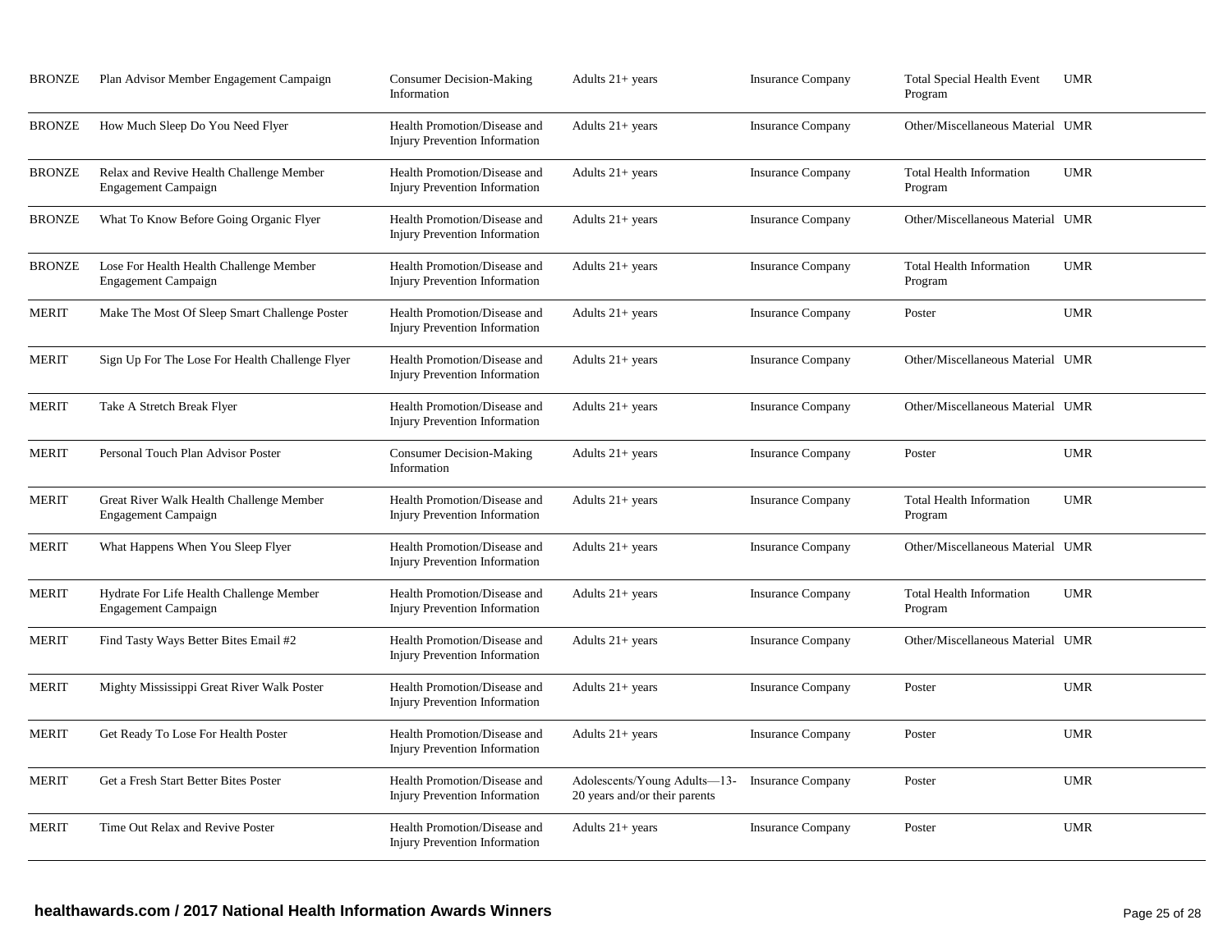| | | | | | | |
|---|---|---|---|---|---|---|
| BRONZE | Plan Advisor Member Engagement Campaign | Consumer Decision-Making Information | Adults 21+ years | Insurance Company | Total Special Health Event Program | UMR |
| BRONZE | How Much Sleep Do You Need Flyer | Health Promotion/Disease and Injury Prevention Information | Adults 21+ years | Insurance Company | Other/Miscellaneous Material | UMR |
| BRONZE | Relax and Revive Health Challenge Member Engagement Campaign | Health Promotion/Disease and Injury Prevention Information | Adults 21+ years | Insurance Company | Total Health Information Program | UMR |
| BRONZE | What To Know Before Going Organic Flyer | Health Promotion/Disease and Injury Prevention Information | Adults 21+ years | Insurance Company | Other/Miscellaneous Material | UMR |
| BRONZE | Lose For Health Health Challenge Member Engagement Campaign | Health Promotion/Disease and Injury Prevention Information | Adults 21+ years | Insurance Company | Total Health Information Program | UMR |
| MERIT | Make The Most Of Sleep Smart Challenge Poster | Health Promotion/Disease and Injury Prevention Information | Adults 21+ years | Insurance Company | Poster | UMR |
| MERIT | Sign Up For The Lose For Health Challenge Flyer | Health Promotion/Disease and Injury Prevention Information | Adults 21+ years | Insurance Company | Other/Miscellaneous Material | UMR |
| MERIT | Take A Stretch Break Flyer | Health Promotion/Disease and Injury Prevention Information | Adults 21+ years | Insurance Company | Other/Miscellaneous Material | UMR |
| MERIT | Personal Touch Plan Advisor Poster | Consumer Decision-Making Information | Adults 21+ years | Insurance Company | Poster | UMR |
| MERIT | Great River Walk Health Challenge Member Engagement Campaign | Health Promotion/Disease and Injury Prevention Information | Adults 21+ years | Insurance Company | Total Health Information Program | UMR |
| MERIT | What Happens When You Sleep Flyer | Health Promotion/Disease and Injury Prevention Information | Adults 21+ years | Insurance Company | Other/Miscellaneous Material | UMR |
| MERIT | Hydrate For Life Health Challenge Member Engagement Campaign | Health Promotion/Disease and Injury Prevention Information | Adults 21+ years | Insurance Company | Total Health Information Program | UMR |
| MERIT | Find Tasty Ways Better Bites Email #2 | Health Promotion/Disease and Injury Prevention Information | Adults 21+ years | Insurance Company | Other/Miscellaneous Material | UMR |
| MERIT | Mighty Mississippi Great River Walk Poster | Health Promotion/Disease and Injury Prevention Information | Adults 21+ years | Insurance Company | Poster | UMR |
| MERIT | Get Ready To Lose For Health Poster | Health Promotion/Disease and Injury Prevention Information | Adults 21+ years | Insurance Company | Poster | UMR |
| MERIT | Get a Fresh Start Better Bites Poster | Health Promotion/Disease and Injury Prevention Information | Adolescents/Young Adults—13-20 years and/or their parents | Insurance Company | Poster | UMR |
| MERIT | Time Out Relax and Revive Poster | Health Promotion/Disease and Injury Prevention Information | Adults 21+ years | Insurance Company | Poster | UMR |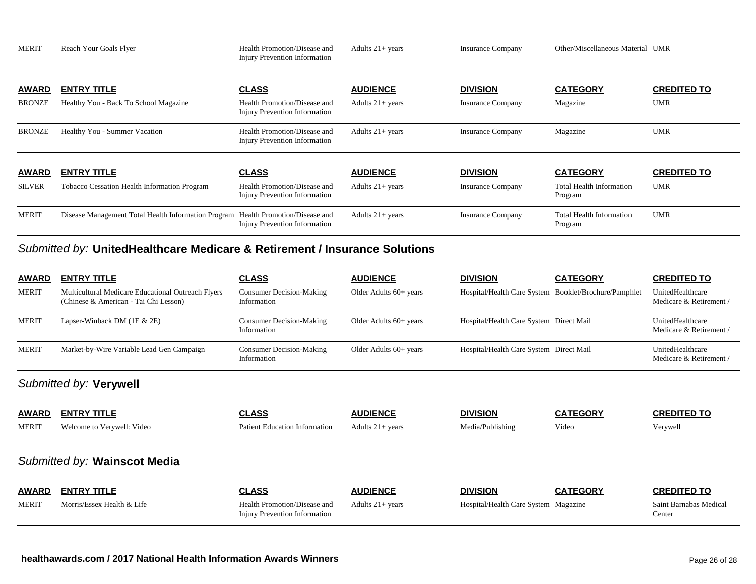| AWARD | ENTRY TITLE | CLASS | AUDIENCE | DIVISION | CATEGORY | CREDITED TO |
|---|---|---|---|---|---|---|
| MERIT | Reach Your Goals Flyer | Health Promotion/Disease and Injury Prevention Information | Adults 21+ years | Insurance Company | Other/Miscellaneous Material | UMR |

| AWARD | ENTRY TITLE | CLASS | AUDIENCE | DIVISION | CATEGORY | CREDITED TO |
|---|---|---|---|---|---|---|
| BRONZE | Healthy You - Back To School Magazine | Health Promotion/Disease and Injury Prevention Information | Adults 21+ years | Insurance Company | Magazine | UMR |
| BRONZE | Healthy You - Summer Vacation | Health Promotion/Disease and Injury Prevention Information | Adults 21+ years | Insurance Company | Magazine | UMR |

| AWARD | ENTRY TITLE | CLASS | AUDIENCE | DIVISION | CATEGORY | CREDITED TO |
|---|---|---|---|---|---|---|
| SILVER | Tobacco Cessation Health Information Program | Health Promotion/Disease and Injury Prevention Information | Adults 21+ years | Insurance Company | Total Health Information Program | UMR |
| MERIT | Disease Management Total Health Information Program | Health Promotion/Disease and Injury Prevention Information | Adults 21+ years | Insurance Company | Total Health Information Program | UMR |

## *Submitted by:* UnitedHealthcare Medicare & Retirement / Insurance Solutions

| AWARD | ENTRY TITLE | CLASS | AUDIENCE | DIVISION | CATEGORY | CREDITED TO |
|---|---|---|---|---|---|---|
| MERIT | Multicultural Medicare Educational Outreach Flyers (Chinese & American - Tai Chi Lesson) | Consumer Decision-Making Information | Older Adults 60+ years | Hospital/Health Care System | Booklet/Brochure/Pamphlet | UnitedHealthcare Medicare & Retirement / |
| MERIT | Lapser-Winback DM (1E & 2E) | Consumer Decision-Making Information | Older Adults 60+ years | Hospital/Health Care System | Direct Mail | UnitedHealthcare Medicare & Retirement / |
| MERIT | Market-by-Wire Variable Lead Gen Campaign | Consumer Decision-Making Information | Older Adults 60+ years | Hospital/Health Care System | Direct Mail | UnitedHealthcare Medicare & Retirement / |

## *Submitted by:* Verywell

| AWARD | ENTRY TITLE | CLASS | AUDIENCE | DIVISION | CATEGORY | CREDITED TO |
|---|---|---|---|---|---|---|
| MERIT | Welcome to Verywell: Video | Patient Education Information | Adults 21+ years | Media/Publishing | Video | Verywell |

## *Submitted by:* Wainscot Media

| AWARD | ENTRY TITLE | CLASS | AUDIENCE | DIVISION | CATEGORY | CREDITED TO |
|---|---|---|---|---|---|---|
| MERIT | Morris/Essex Health & Life | Health Promotion/Disease and Injury Prevention Information | Adults 21+ years | Hospital/Health Care System | Magazine | Saint Barnabas Medical Center |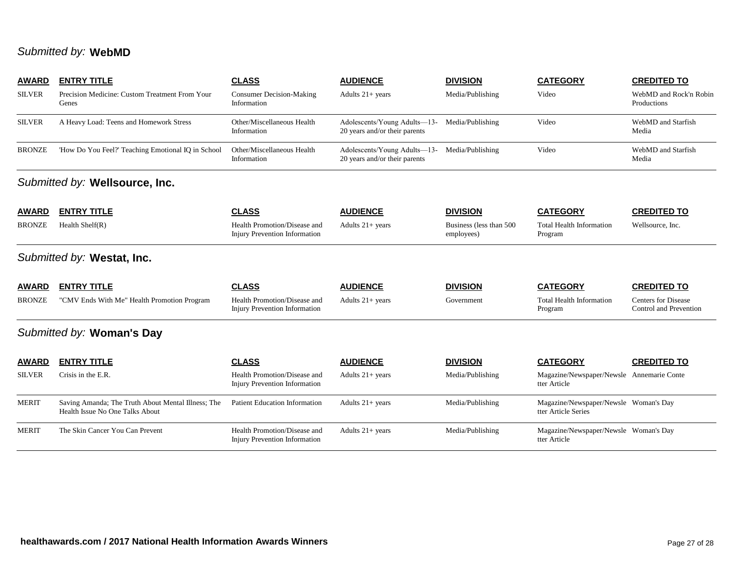*Submitted by:* **WebMD**

| AWARD | ENTRY TITLE | CLASS | AUDIENCE | DIVISION | CATEGORY | CREDITED TO |
|---|---|---|---|---|---|---|
| SILVER | Precision Medicine: Custom Treatment From Your Genes | Consumer Decision-Making Information | Adults 21+ years | Media/Publishing | Video | WebMD and Rock'n Robin Productions |
| SILVER | A Heavy Load: Teens and Homework Stress | Other/Miscellaneous Health Information | Adolescents/Young Adults—13-20 years and/or their parents | Media/Publishing | Video | WebMD and Starfish Media |
| BRONZE | 'How Do You Feel?' Teaching Emotional IQ in School | Other/Miscellaneous Health Information | Adolescents/Young Adults—13-20 years and/or their parents | Media/Publishing | Video | WebMD and Starfish Media |

*Submitted by:* **Wellsource, Inc.**

| AWARD | ENTRY TITLE | CLASS | AUDIENCE | DIVISION | CATEGORY | CREDITED TO |
|---|---|---|---|---|---|---|
| BRONZE | Health Shelf(R) | Health Promotion/Disease and Injury Prevention Information | Adults 21+ years | Business (less than 500 employees) | Total Health Information Program | Wellsource, Inc. |

*Submitted by:* **Westat, Inc.**

| AWARD | ENTRY TITLE | CLASS | AUDIENCE | DIVISION | CATEGORY | CREDITED TO |
|---|---|---|---|---|---|---|
| BRONZE | "CMV Ends With Me" Health Promotion Program | Health Promotion/Disease and Injury Prevention Information | Adults 21+ years | Government | Total Health Information Program | Centers for Disease Control and Prevention |

*Submitted by:* **Woman's Day**

| AWARD | ENTRY TITLE | CLASS | AUDIENCE | DIVISION | CATEGORY | CREDITED TO |
|---|---|---|---|---|---|---|
| SILVER | Crisis in the E.R. | Health Promotion/Disease and Injury Prevention Information | Adults 21+ years | Media/Publishing | Magazine/Newspaper/Newsletter Article | Annemarie Conte |
| MERIT | Saving Amanda; The Truth About Mental Illness; The Health Issue No One Talks About | Patient Education Information | Adults 21+ years | Media/Publishing | Magazine/Newspaper/Newsletter Article Series | Woman's Day |
| MERIT | The Skin Cancer You Can Prevent | Health Promotion/Disease and Injury Prevention Information | Adults 21+ years | Media/Publishing | Magazine/Newspaper/Newsletter Article | Woman's Day |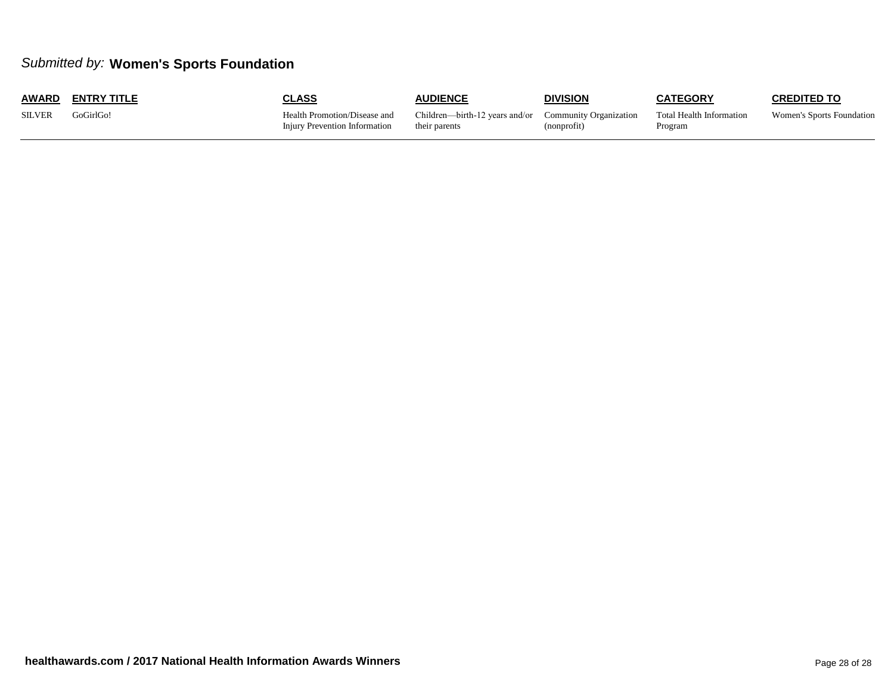*Submitted by:* **Women's Sports Foundation**

| AWARD | ENTRY TITLE | CLASS | AUDIENCE | DIVISION | CATEGORY | CREDITED TO |
|---|---|---|---|---|---|---|
| SILVER | GoGirlGo! | Health Promotion/Disease and Injury Prevention Information | Children—birth-12 years and/or their parents | Community Organization (nonprofit) | Total Health Information Program | Women's Sports Foundation |